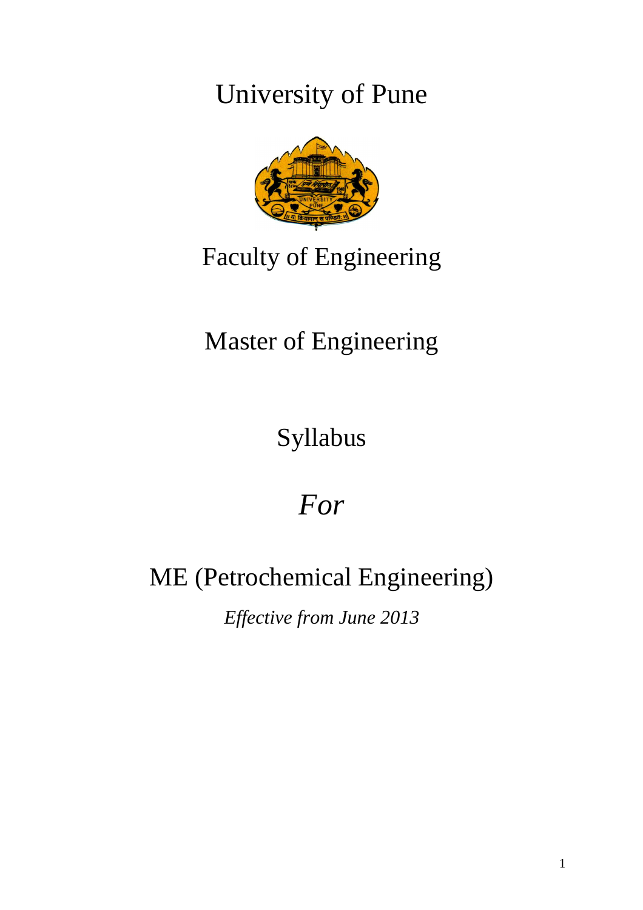# University of Pune

## Faculty of Engineering

## Master of Engineering

## Syllabus

## *For*

## ME (Petrochemical Engineering)

*Effective from June 2013*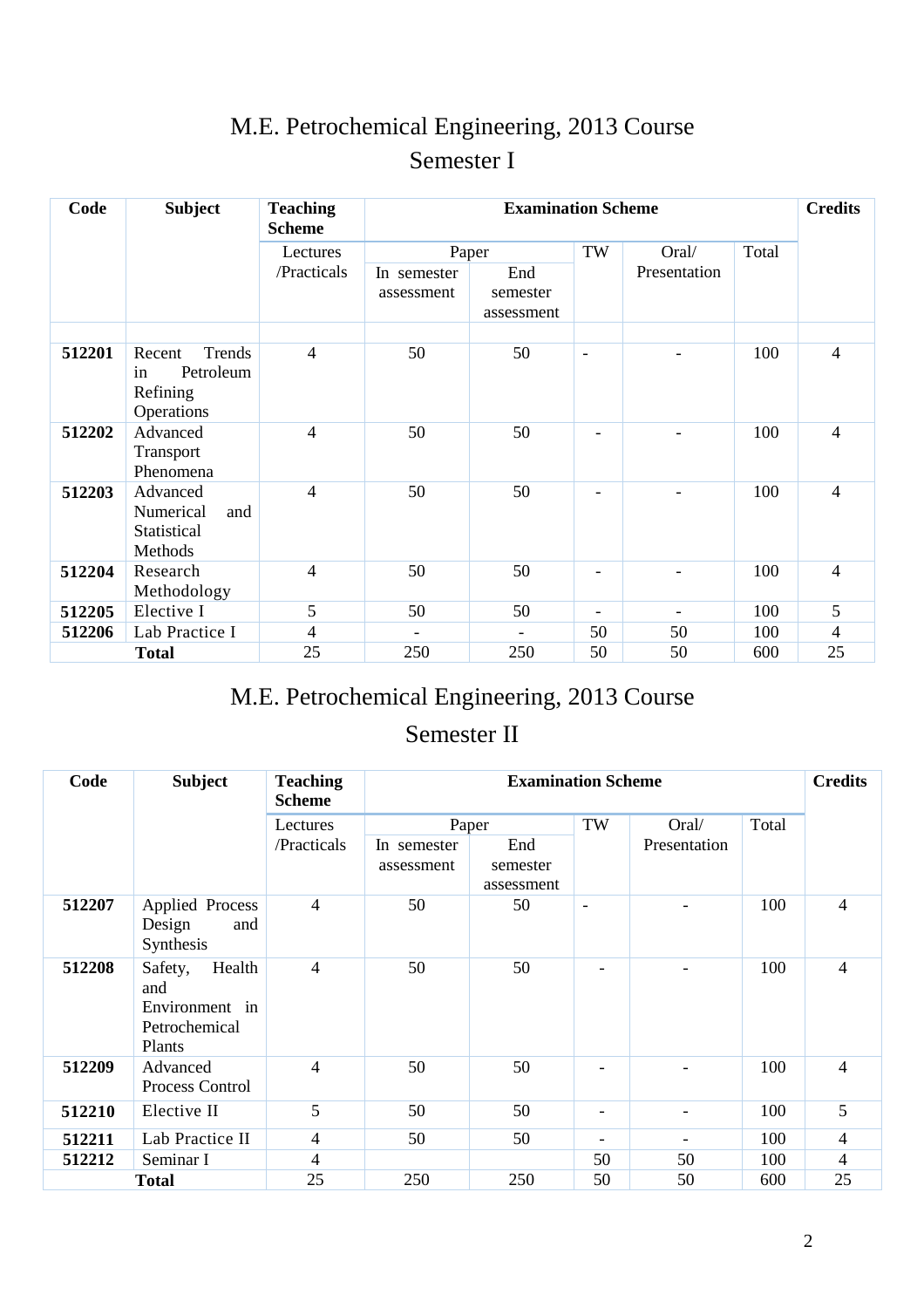# M.E. Petrochemical Engineering, 2013 Course

## Semester I

| Code | Subject | Teaching Scheme | Examination Scheme | | | | | Credits |
|---|---|---|---|---|---|---|---|---|
| | | Lectures /Practicals | Paper | | TW | Oral/ Presentation | Total | |
| | | | In semester assessment | End semester assessment | | | | |
| **512201** | Recent Trends in Petroleum Refining Operations | 4 | 50 | 50 | - | - | 100 | 4 |
| **512202** | Advanced Transport Phenomena | 4 | 50 | 50 | - | - | 100 | 4 |
| **512203** | Advanced Numerical and Statistical Methods | 4 | 50 | 50 | - | - | 100 | 4 |
| **512204** | Research Methodology | 4 | 50 | 50 | - | - | 100 | 4 |
| **512205** | Elective I | 5 | 50 | 50 | - | - | 100 | 5 |
| **512206** | Lab Practice I | 4 | - | - | 50 | 50 | 100 | 4 |
| | **Total** | 25 | 250 | 250 | 50 | 50 | 600 | 25 |

# M.E. Petrochemical Engineering, 2013 Course

## Semester II

| Code | Subject | Teaching Scheme | Examination Scheme | | | | | Credits |
|---|---|---|---|---|---|---|---|---|
| | | Lectures /Practicals | Paper | | TW | Oral/ Presentation | Total | |
| | | | In semester assessment | End semester assessment | | | | |
| **512207** | Applied Process Design and Synthesis | 4 | 50 | 50 | - | - | 100 | 4 |
| **512208** | Safety, Health and Environment in Petrochemical Plants | 4 | 50 | 50 | - | - | 100 | 4 |
| **512209** | Advanced Process Control | 4 | 50 | 50 | - | - | 100 | 4 |
| **512210** | Elective II | 5 | 50 | 50 | - | - | 100 | 5 |
| **512211** | Lab Practice II | 4 | 50 | 50 | - | - | 100 | 4 |
| **512212** | Seminar I | 4 | | | 50 | 50 | 100 | 4 |
| | **Total** | 25 | 250 | 250 | 50 | 50 | 600 | 25 |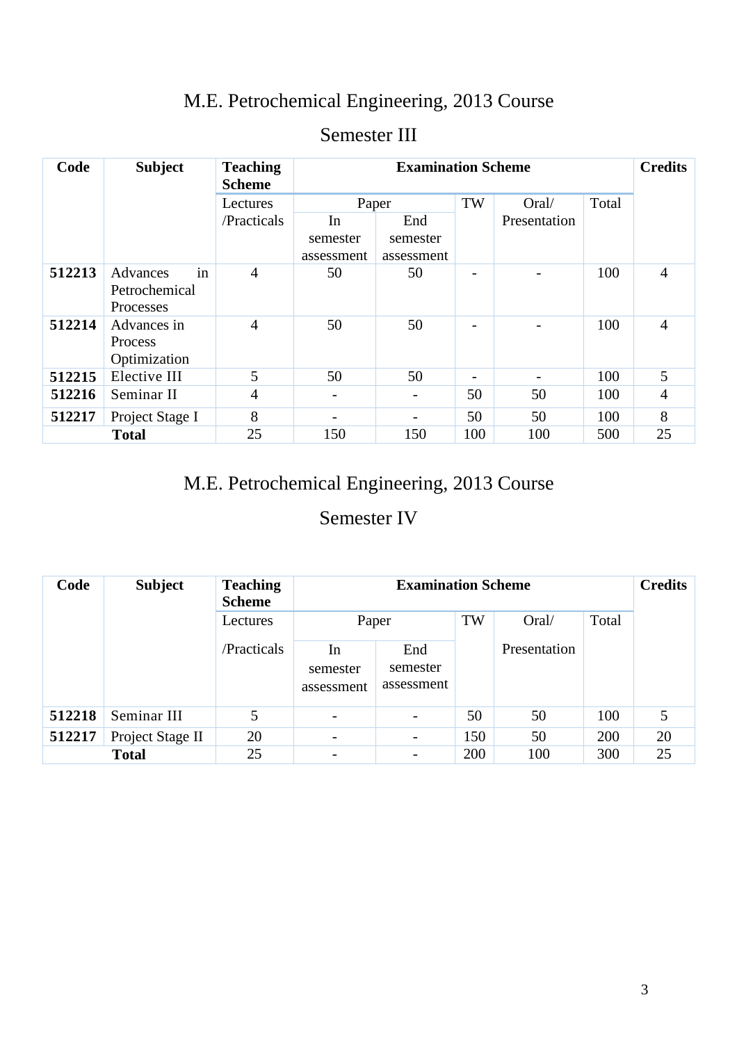# M.E. Petrochemical Engineering, 2013 Course

## Semester III

| Code | Subject | Teaching Scheme | Examination Scheme | | | | | Credits |
|---|---|---|---|---|---|---|---|---|
| | | Lectures /Practicals | Paper | | TW | Oral/ Presentation | Total | |
| | | | In semester assessment | End semester assessment | | | | |
| **512213** | Advances in Petrochemical Processes | 4 | 50 | 50 | - | - | 100 | 4 |
| **512214** | Advances in Process Optimization | 4 | 50 | 50 | - | - | 100 | 4 |
| **512215** | Elective III | 5 | 50 | 50 | - | - | 100 | 5 |
| **512216** | Seminar II | 4 | - | - | 50 | 50 | 100 | 4 |
| **512217** | Project Stage I | 8 | - | - | 50 | 50 | 100 | 8 |
| | **Total** | 25 | 150 | 150 | 100 | 100 | 500 | 25 |

# M.E. Petrochemical Engineering, 2013 Course

## Semester IV

| Code | Subject | Teaching Scheme | Examination Scheme | | | | | Credits |
|---|---|---|---|---|---|---|---|---|
| | | Lectures /Practicals | Paper | | TW | Oral/ Presentation | Total | |
| | | | In semester assessment | End semester assessment | | | | |
| **512218** | Seminar III | 5 | - | - | 50 | 50 | 100 | 5 |
| **512217** | Project Stage II | 20 | - | - | 150 | 50 | 200 | 20 |
| | **Total** | 25 | - | - | 200 | 100 | 300 | 25 |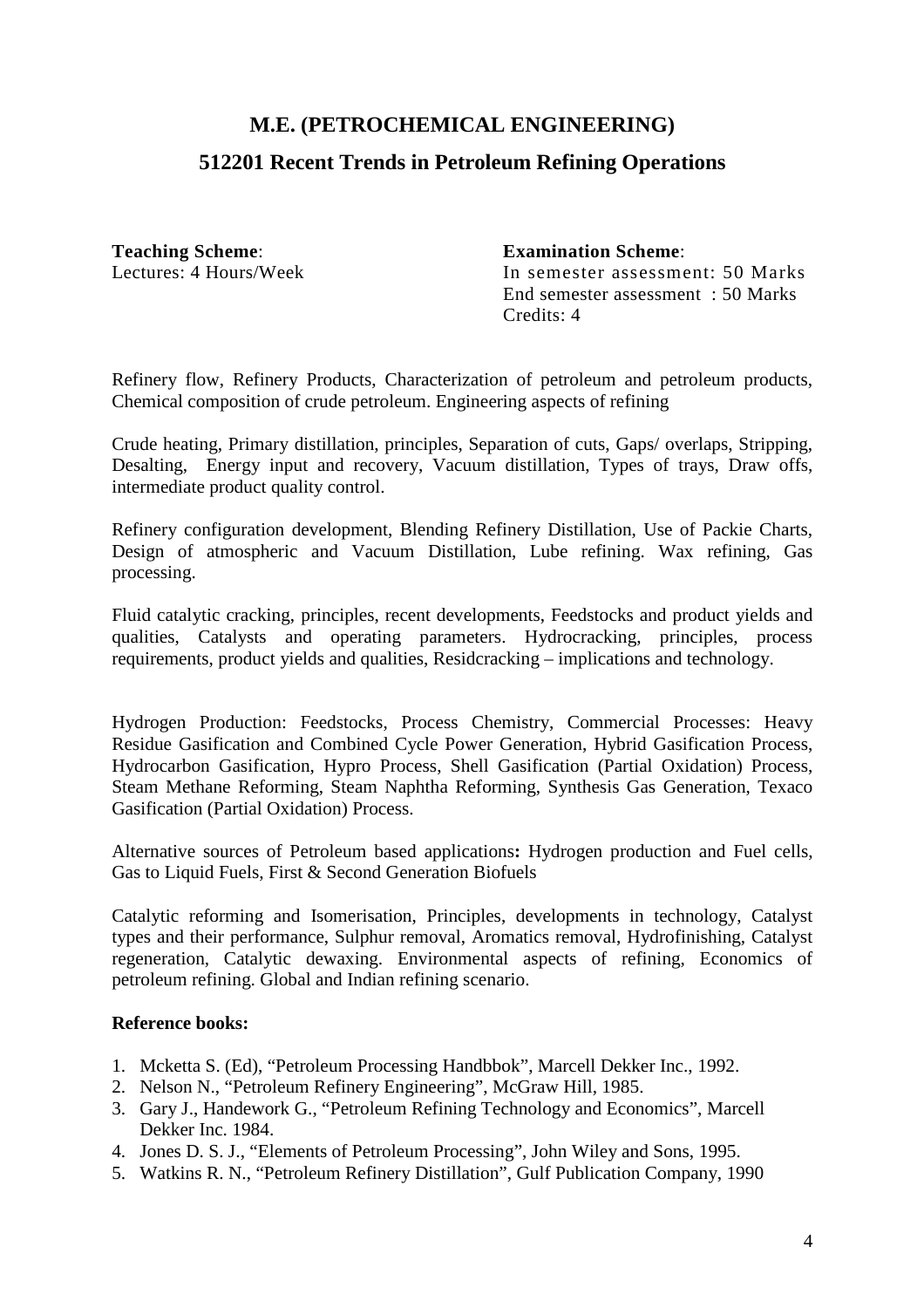# M.E. (PETROCHEMICAL ENGINEERING)

## 512201 Recent Trends in Petroleum Refining Operations

**Teaching Scheme**:
Lectures: 4 Hours/Week

**Examination Scheme**:
In semester assessment: 50 Marks
End semester assessment : 50 Marks
Credits: 4

Refinery flow, Refinery Products, Characterization of petroleum and petroleum products, Chemical composition of crude petroleum. Engineering aspects of refining

Crude heating, Primary distillation, principles, Separation of cuts, Gaps/ overlaps, Stripping, Desalting, Energy input and recovery, Vacuum distillation, Types of trays, Draw offs, intermediate product quality control.

Refinery configuration development, Blending Refinery Distillation, Use of Packie Charts, Design of atmospheric and Vacuum Distillation, Lube refining. Wax refining, Gas processing.

Fluid catalytic cracking, principles, recent developments, Feedstocks and product yields and qualities, Catalysts and operating parameters. Hydrocracking, principles, process requirements, product yields and qualities, Residcracking – implications and technology.

Hydrogen Production: Feedstocks, Process Chemistry, Commercial Processes: Heavy Residue Gasification and Combined Cycle Power Generation, Hybrid Gasification Process, Hydrocarbon Gasification, Hypro Process, Shell Gasification (Partial Oxidation) Process, Steam Methane Reforming, Steam Naphtha Reforming, Synthesis Gas Generation, Texaco Gasification (Partial Oxidation) Process.

Alternative sources of Petroleum based applications**:** Hydrogen production and Fuel cells, Gas to Liquid Fuels, First & Second Generation Biofuels

Catalytic reforming and Isomerisation, Principles, developments in technology, Catalyst types and their performance, Sulphur removal, Aromatics removal, Hydrofinishing, Catalyst regeneration, Catalytic dewaxing. Environmental aspects of refining, Economics of petroleum refining. Global and Indian refining scenario.

**Reference books:**

1. Mcketta S. (Ed), "Petroleum Processing Handbbok", Marcell Dekker Inc., 1992.
2. Nelson N., "Petroleum Refinery Engineering", McGraw Hill, 1985.
3. Gary J., Handework G., "Petroleum Refining Technology and Economics", Marcell Dekker Inc. 1984.
4. Jones D. S. J., "Elements of Petroleum Processing", John Wiley and Sons, 1995.
5. Watkins R. N., "Petroleum Refinery Distillation", Gulf Publication Company, 1990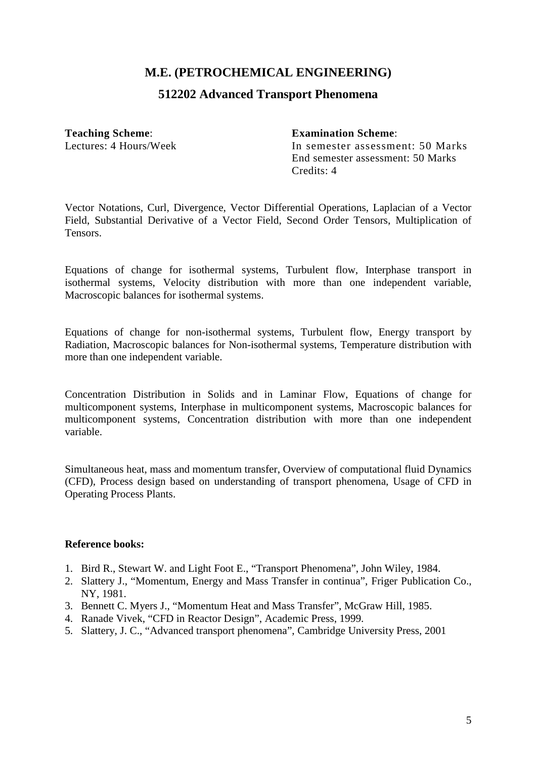## M.E. (PETROCHEMICAL ENGINEERING)

## 512202 Advanced Transport Phenomena

**Teaching Scheme**:
Lectures: 4 Hours/Week

**Examination Scheme**:
In semester assessment: 50 Marks
End semester assessment: 50 Marks
Credits: 4

Vector Notations, Curl, Divergence, Vector Differential Operations, Laplacian of a Vector Field, Substantial Derivative of a Vector Field, Second Order Tensors, Multiplication of Tensors.

Equations of change for isothermal systems, Turbulent flow, Interphase transport in isothermal systems, Velocity distribution with more than one independent variable, Macroscopic balances for isothermal systems.

Equations of change for non-isothermal systems, Turbulent flow, Energy transport by Radiation, Macroscopic balances for Non-isothermal systems, Temperature distribution with more than one independent variable.

Concentration Distribution in Solids and in Laminar Flow, Equations of change for multicomponent systems, Interphase in multicomponent systems, Macroscopic balances for multicomponent systems, Concentration distribution with more than one independent variable.

Simultaneous heat, mass and momentum transfer, Overview of computational fluid Dynamics (CFD), Process design based on understanding of transport phenomena, Usage of CFD in Operating Process Plants.

**Reference books:**

1. Bird R., Stewart W. and Light Foot E., "Transport Phenomena", John Wiley, 1984.
2. Slattery J., "Momentum, Energy and Mass Transfer in continua", Friger Publication Co., NY, 1981.
3. Bennett C. Myers J., "Momentum Heat and Mass Transfer", McGraw Hill, 1985.
4. Ranade Vivek, "CFD in Reactor Design", Academic Press, 1999.
5. Slattery, J. C., "Advanced transport phenomena", Cambridge University Press, 2001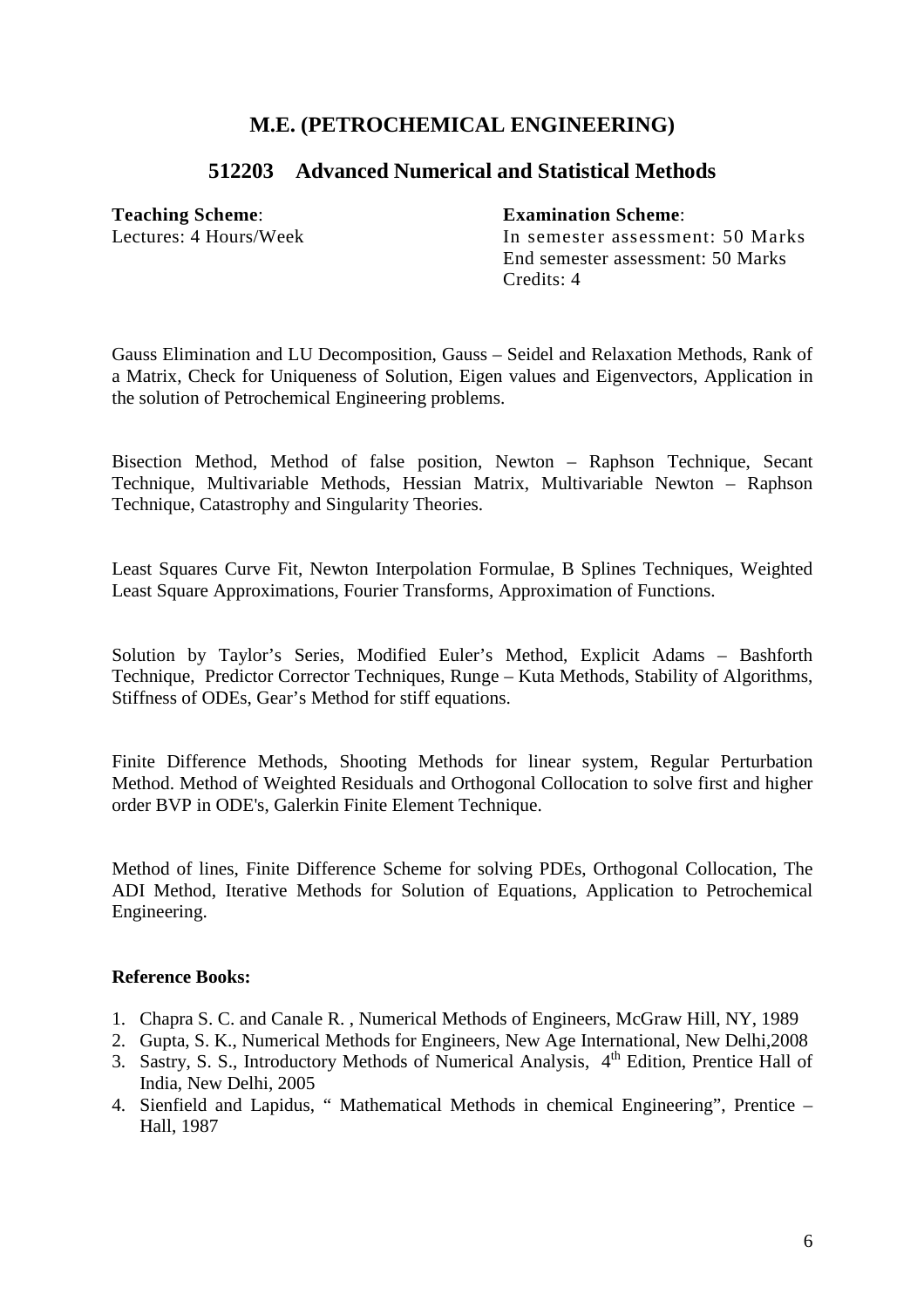## M.E. (PETROCHEMICAL ENGINEERING)

### 512203 Advanced Numerical and Statistical Methods

**Teaching Scheme**:
Lectures: 4 Hours/Week

**Examination Scheme**:
In semester assessment: 50 Marks
End semester assessment: 50 Marks
Credits: 4

Gauss Elimination and LU Decomposition, Gauss – Seidel and Relaxation Methods, Rank of a Matrix, Check for Uniqueness of Solution, Eigen values and Eigenvectors, Application in the solution of Petrochemical Engineering problems.

Bisection Method, Method of false position, Newton – Raphson Technique, Secant Technique, Multivariable Methods, Hessian Matrix, Multivariable Newton – Raphson Technique, Catastrophy and Singularity Theories.

Least Squares Curve Fit, Newton Interpolation Formulae, B Splines Techniques, Weighted Least Square Approximations, Fourier Transforms, Approximation of Functions.

Solution by Taylor's Series, Modified Euler's Method, Explicit Adams – Bashforth Technique, Predictor Corrector Techniques, Runge – Kuta Methods, Stability of Algorithms, Stiffness of ODEs, Gear's Method for stiff equations.

Finite Difference Methods, Shooting Methods for linear system, Regular Perturbation Method. Method of Weighted Residuals and Orthogonal Collocation to solve first and higher order BVP in ODE's, Galerkin Finite Element Technique.

Method of lines, Finite Difference Scheme for solving PDEs, Orthogonal Collocation, The ADI Method, Iterative Methods for Solution of Equations, Application to Petrochemical Engineering.

**Reference Books:**

1. Chapra S. C. and Canale R. , Numerical Methods of Engineers, McGraw Hill, NY, 1989
2. Gupta, S. K., Numerical Methods for Engineers, New Age International, New Delhi,2008
3. Sastry, S. S., Introductory Methods of Numerical Analysis, 4th Edition, Prentice Hall of India, New Delhi, 2005
4. Sienfield and Lapidus, " Mathematical Methods in chemical Engineering", Prentice – Hall, 1987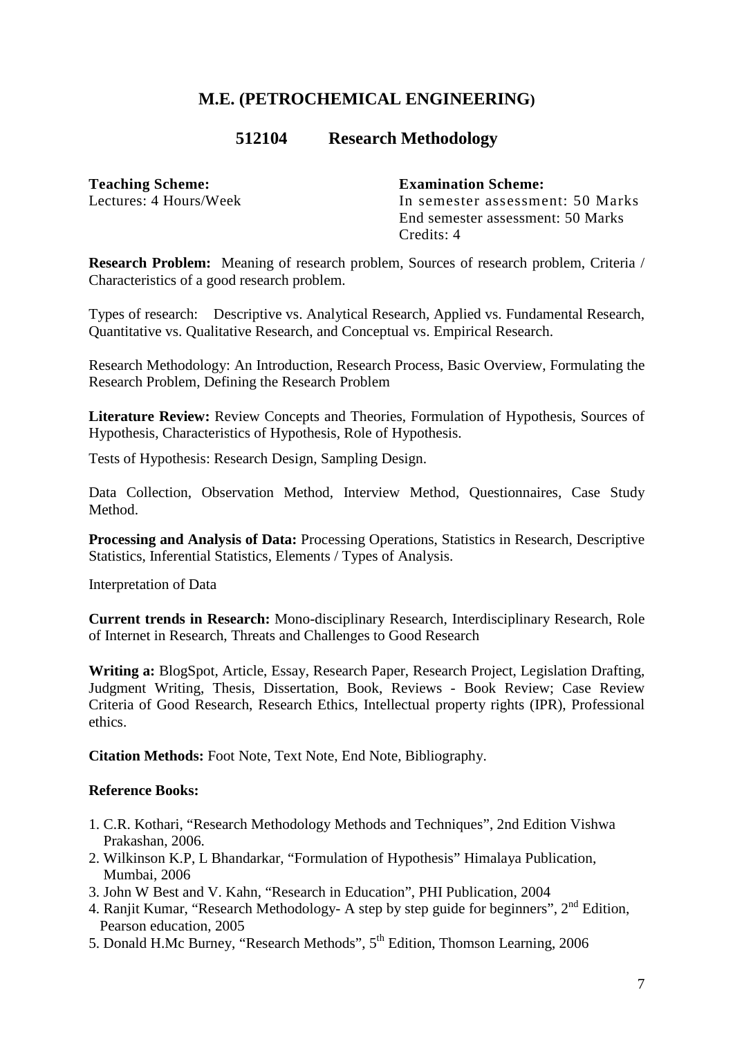## M.E. (PETROCHEMICAL ENGINEERING)

### 512104 Research Methodology

**Teaching Scheme:**
Lectures: 4 Hours/Week

**Examination Scheme:**
In semester assessment: 50 Marks
End semester assessment: 50 Marks
Credits: 4

**Research Problem:** Meaning of research problem, Sources of research problem, Criteria / Characteristics of a good research problem.

Types of research: Descriptive vs. Analytical Research, Applied vs. Fundamental Research, Quantitative vs. Qualitative Research, and Conceptual vs. Empirical Research.

Research Methodology: An Introduction, Research Process, Basic Overview, Formulating the Research Problem, Defining the Research Problem

**Literature Review:** Review Concepts and Theories, Formulation of Hypothesis, Sources of Hypothesis, Characteristics of Hypothesis, Role of Hypothesis.

Tests of Hypothesis: Research Design, Sampling Design.

Data Collection, Observation Method, Interview Method, Questionnaires, Case Study Method.

**Processing and Analysis of Data:** Processing Operations, Statistics in Research, Descriptive Statistics, Inferential Statistics, Elements / Types of Analysis.

Interpretation of Data

**Current trends in Research:** Mono-disciplinary Research, Interdisciplinary Research, Role of Internet in Research, Threats and Challenges to Good Research

**Writing a:** BlogSpot, Article, Essay, Research Paper, Research Project, Legislation Drafting, Judgment Writing, Thesis, Dissertation, Book, Reviews - Book Review; Case Review Criteria of Good Research, Research Ethics, Intellectual property rights (IPR), Professional ethics.

**Citation Methods:** Foot Note, Text Note, End Note, Bibliography.

**Reference Books:**

1. C.R. Kothari, "Research Methodology Methods and Techniques", 2nd Edition Vishwa Prakashan, 2006.
2. Wilkinson K.P, L Bhandarkar, "Formulation of Hypothesis" Himalaya Publication, Mumbai, 2006
3. John W Best and V. Kahn, "Research in Education", PHI Publication, 2004
4. Ranjit Kumar, "Research Methodology- A step by step guide for beginners", 2nd Edition, Pearson education, 2005
5. Donald H.Mc Burney, "Research Methods", 5th Edition, Thomson Learning, 2006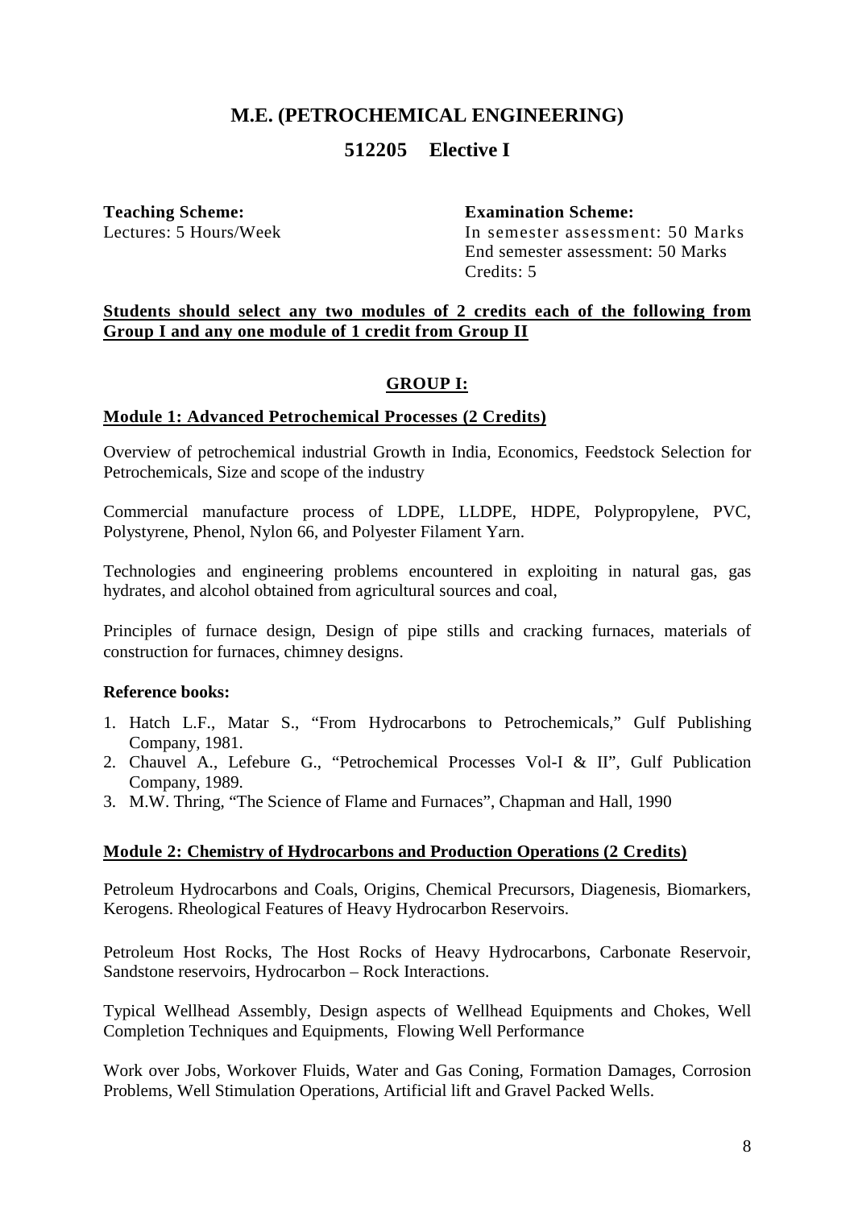# M.E. (PETROCHEMICAL ENGINEERING)

## 512205 Elective I

**Teaching Scheme:**
Lectures: 5 Hours/Week

**Examination Scheme:**
In semester assessment: 50 Marks
End semester assessment: 50 Marks
Credits: 5

**Students should select any two modules of 2 credits each of the following from Group I and any one module of 1 credit from Group II**

### GROUP I:

**Module 1: Advanced Petrochemical Processes (2 Credits)**

Overview of petrochemical industrial Growth in India, Economics, Feedstock Selection for Petrochemicals, Size and scope of the industry

Commercial manufacture process of LDPE, LLDPE, HDPE, Polypropylene, PVC, Polystyrene, Phenol, Nylon 66, and Polyester Filament Yarn.

Technologies and engineering problems encountered in exploiting in natural gas, gas hydrates, and alcohol obtained from agricultural sources and coal,

Principles of furnace design, Design of pipe stills and cracking furnaces, materials of construction for furnaces, chimney designs.

**Reference books:**

1. Hatch L.F., Matar S., "From Hydrocarbons to Petrochemicals," Gulf Publishing Company, 1981.
2. Chauvel A., Lefebure G., "Petrochemical Processes Vol-I & II", Gulf Publication Company, 1989.
3. M.W. Thring, "The Science of Flame and Furnaces", Chapman and Hall, 1990

**Module 2: Chemistry of Hydrocarbons and Production Operations (2 Credits)**

Petroleum Hydrocarbons and Coals, Origins, Chemical Precursors, Diagenesis, Biomarkers, Kerogens. Rheological Features of Heavy Hydrocarbon Reservoirs.

Petroleum Host Rocks, The Host Rocks of Heavy Hydrocarbons, Carbonate Reservoir, Sandstone reservoirs, Hydrocarbon – Rock Interactions.

Typical Wellhead Assembly, Design aspects of Wellhead Equipments and Chokes, Well Completion Techniques and Equipments, Flowing Well Performance

Work over Jobs, Workover Fluids, Water and Gas Coning, Formation Damages, Corrosion Problems, Well Stimulation Operations, Artificial lift and Gravel Packed Wells.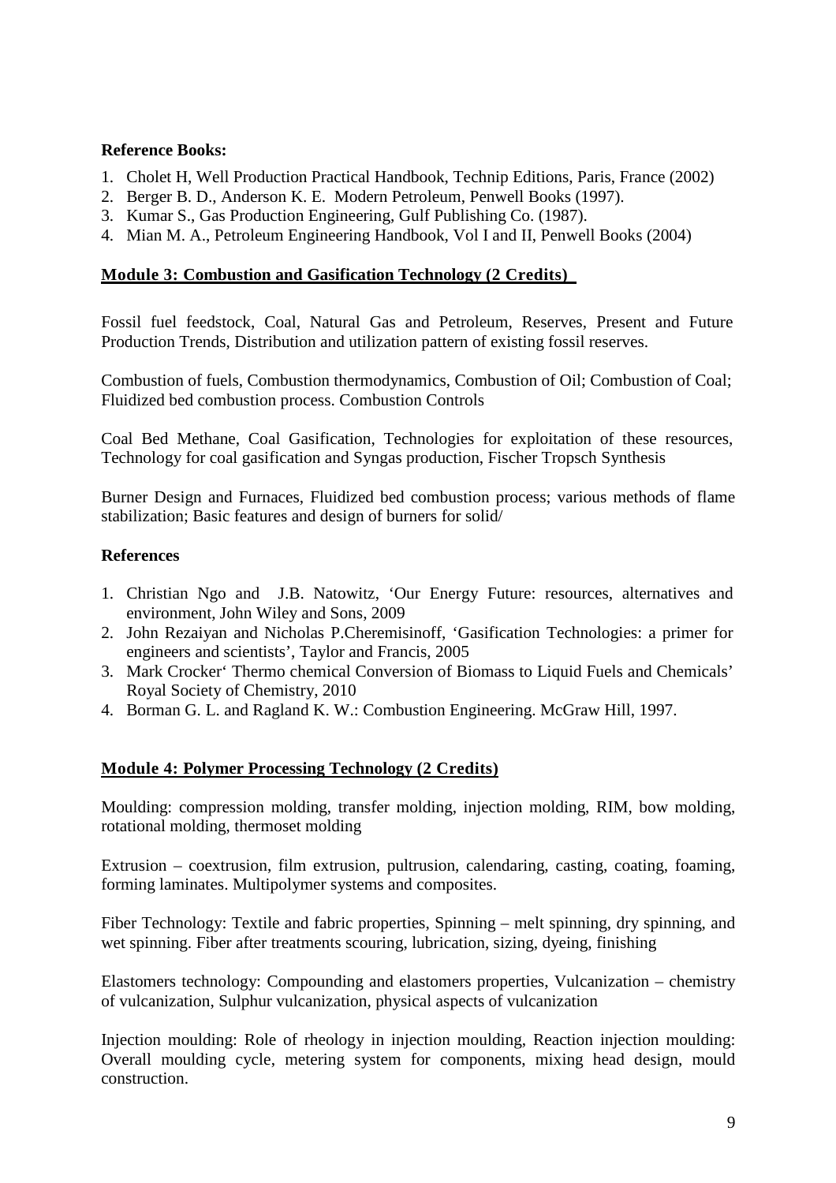**Reference Books:**

1. Cholet H, Well Production Practical Handbook, Technip Editions, Paris, France (2002)
2. Berger B. D., Anderson K. E. Modern Petroleum, Penwell Books (1997).
3. Kumar S., Gas Production Engineering, Gulf Publishing Co. (1987).
4. Mian M. A., Petroleum Engineering Handbook, Vol I and II, Penwell Books (2004)

## Module 3: Combustion and Gasification Technology (2 Credits)

Fossil fuel feedstock, Coal, Natural Gas and Petroleum, Reserves, Present and Future Production Trends, Distribution and utilization pattern of existing fossil reserves.

Combustion of fuels, Combustion thermodynamics, Combustion of Oil; Combustion of Coal; Fluidized bed combustion process. Combustion Controls

Coal Bed Methane, Coal Gasification, Technologies for exploitation of these resources, Technology for coal gasification and Syngas production, Fischer Tropsch Synthesis

Burner Design and Furnaces, Fluidized bed combustion process; various methods of flame stabilization; Basic features and design of burners for solid/

**References**

1. Christian Ngo and J.B. Natowitz, 'Our Energy Future: resources, alternatives and environment, John Wiley and Sons, 2009
2. John Rezaiyan and Nicholas P.Cheremisinoff, 'Gasification Technologies: a primer for engineers and scientists', Taylor and Francis, 2005
3. Mark Crocker' Thermo chemical Conversion of Biomass to Liquid Fuels and Chemicals' Royal Society of Chemistry, 2010
4. Borman G. L. and Ragland K. W.: Combustion Engineering. McGraw Hill, 1997.

## Module 4: Polymer Processing Technology (2 Credits)

Moulding: compression molding, transfer molding, injection molding, RIM, bow molding, rotational molding, thermoset molding

Extrusion – coextrusion, film extrusion, pultrusion, calendaring, casting, coating, foaming, forming laminates. Multipolymer systems and composites.

Fiber Technology: Textile and fabric properties, Spinning – melt spinning, dry spinning, and wet spinning. Fiber after treatments scouring, lubrication, sizing, dyeing, finishing

Elastomers technology: Compounding and elastomers properties, Vulcanization – chemistry of vulcanization, Sulphur vulcanization, physical aspects of vulcanization

Injection moulding: Role of rheology in injection moulding, Reaction injection moulding: Overall moulding cycle, metering system for components, mixing head design, mould construction.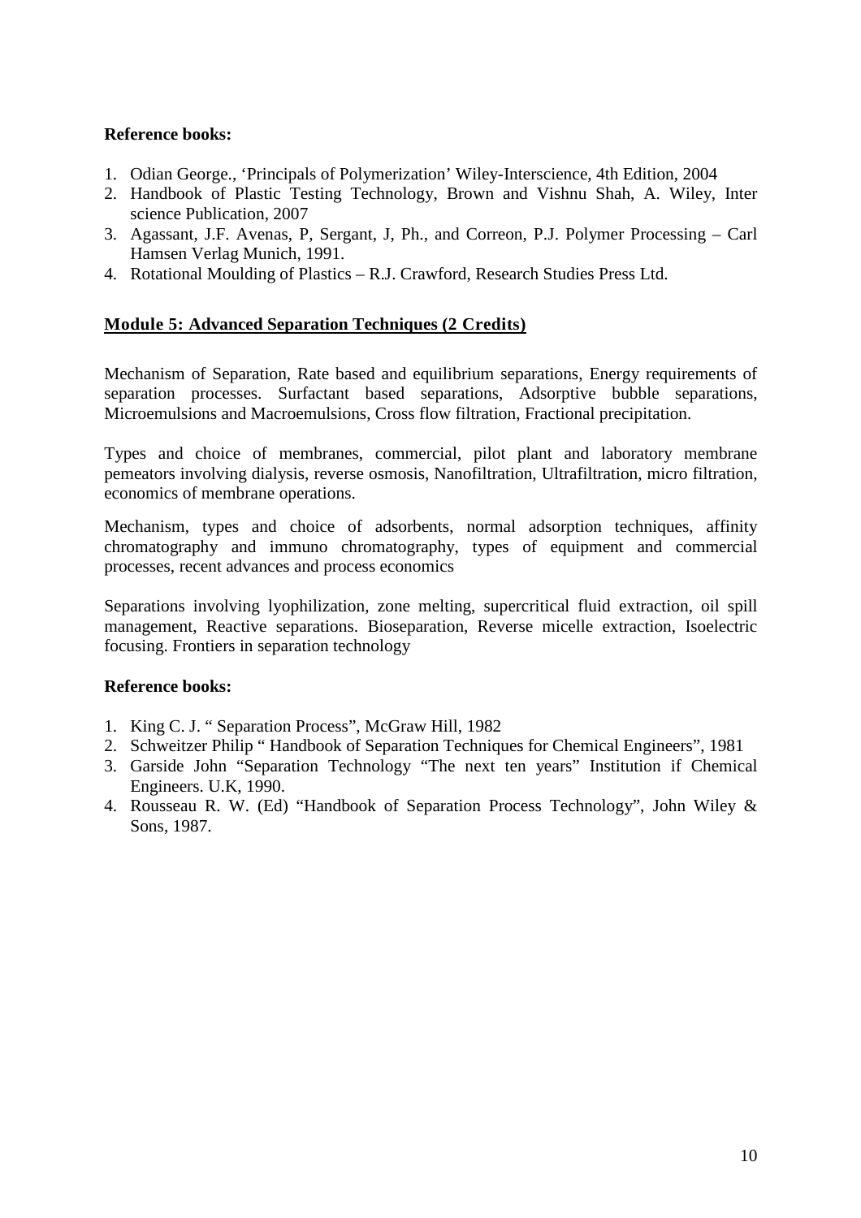**Reference books:**

1. Odian George., 'Principals of Polymerization' Wiley-Interscience, 4th Edition, 2004
2. Handbook of Plastic Testing Technology, Brown and Vishnu Shah, A. Wiley, Inter science Publication, 2007
3. Agassant, J.F. Avenas, P, Sergant, J, Ph., and Correon, P.J. Polymer Processing – Carl Hamsen Verlag Munich, 1991.
4. Rotational Moulding of Plastics – R.J. Crawford, Research Studies Press Ltd.

## Module 5: Advanced Separation Techniques (2 Credits)

Mechanism of Separation, Rate based and equilibrium separations, Energy requirements of separation processes. Surfactant based separations, Adsorptive bubble separations, Microemulsions and Macroemulsions, Cross flow filtration, Fractional precipitation.

Types and choice of membranes, commercial, pilot plant and laboratory membrane pemeators involving dialysis, reverse osmosis, Nanofiltration, Ultrafiltration, micro filtration, economics of membrane operations.

Mechanism, types and choice of adsorbents, normal adsorption techniques, affinity chromatography and immuno chromatography, types of equipment and commercial processes, recent advances and process economics

Separations involving lyophilization, zone melting, supercritical fluid extraction, oil spill management, Reactive separations. Bioseparation, Reverse micelle extraction, Isoelectric focusing. Frontiers in separation technology

**Reference books:**

1. King C. J. " Separation Process", McGraw Hill, 1982
2. Schweitzer Philip " Handbook of Separation Techniques for Chemical Engineers", 1981
3. Garside John "Separation Technology "The next ten years" Institution if Chemical Engineers. U.K, 1990.
4. Rousseau R. W. (Ed) "Handbook of Separation Process Technology", John Wiley & Sons, 1987.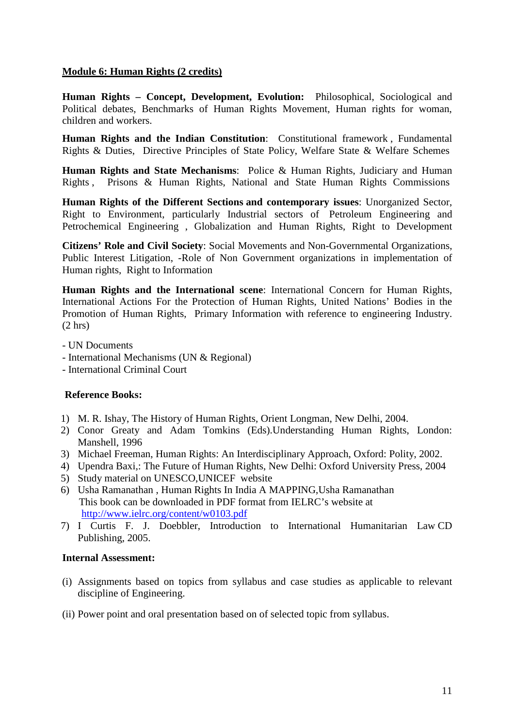**Module 6: Human Rights (2 credits)**

**Human Rights – Concept, Development, Evolution:** Philosophical, Sociological and Political debates, Benchmarks of Human Rights Movement, Human rights for woman, children and workers.

**Human Rights and the Indian Constitution**: Constitutional framework , Fundamental Rights & Duties, Directive Principles of State Policy, Welfare State & Welfare Schemes

**Human Rights and State Mechanisms**: Police & Human Rights, Judiciary and Human Rights , Prisons & Human Rights, National and State Human Rights Commissions

**Human Rights of the Different Sections and contemporary issues**: Unorganized Sector, Right to Environment, particularly Industrial sectors of Petroleum Engineering and Petrochemical Engineering , Globalization and Human Rights, Right to Development

**Citizens' Role and Civil Society**: Social Movements and Non-Governmental Organizations, Public Interest Litigation, -Role of Non Government organizations in implementation of Human rights, Right to Information

**Human Rights and the International scene**: International Concern for Human Rights, International Actions For the Protection of Human Rights, United Nations' Bodies in the Promotion of Human Rights, Primary Information with reference to engineering Industry. (2 hrs)

- UN Documents
- International Mechanisms (UN & Regional)
- International Criminal Court

**Reference Books:**

1) M. R. Ishay, The History of Human Rights, Orient Longman, New Delhi, 2004.
2) Conor Greaty and Adam Tomkins (Eds).Understanding Human Rights, London: Manshell, 1996
3) Michael Freeman, Human Rights: An Interdisciplinary Approach, Oxford: Polity, 2002.
4) Upendra Baxi,: The Future of Human Rights, New Delhi: Oxford University Press, 2004
5) Study material on UNESCO,UNICEF website
6) Usha Ramanathan , Human Rights In India A MAPPING,Usha Ramanathan
   This book can be downloaded in PDF format from IELRC's website at
   http://www.ielrc.org/content/w0103.pdf
7) I Curtis F. J. Doebbler, Introduction to International Humanitarian Law CD Publishing, 2005.

**Internal Assessment:**

(i) Assignments based on topics from syllabus and case studies as applicable to relevant discipline of Engineering.

(ii) Power point and oral presentation based on of selected topic from syllabus.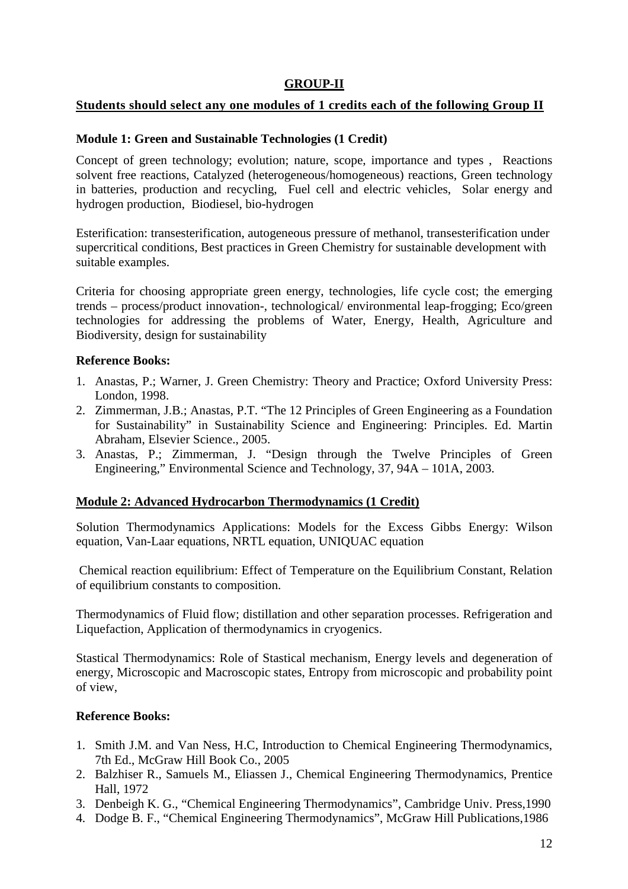## GROUP-II

**Students should select any one modules of 1 credits each of the following Group II**

### Module 1: Green and Sustainable Technologies (1 Credit)

Concept of green technology; evolution; nature, scope, importance and types , Reactions solvent free reactions, Catalyzed (heterogeneous/homogeneous) reactions, Green technology in batteries, production and recycling, Fuel cell and electric vehicles, Solar energy and hydrogen production, Biodiesel, bio-hydrogen

Esterification: transesterification, autogeneous pressure of methanol, transesterification under supercritical conditions, Best practices in Green Chemistry for sustainable development with suitable examples.

Criteria for choosing appropriate green energy, technologies, life cycle cost; the emerging trends – process/product innovation-, technological/ environmental leap-frogging; Eco/green technologies for addressing the problems of Water, Energy, Health, Agriculture and Biodiversity, design for sustainability

**Reference Books:**

1. Anastas, P.; Warner, J. Green Chemistry: Theory and Practice; Oxford University Press: London, 1998.
2. Zimmerman, J.B.; Anastas, P.T. "The 12 Principles of Green Engineering as a Foundation for Sustainability" in Sustainability Science and Engineering: Principles. Ed. Martin Abraham, Elsevier Science., 2005.
3. Anastas, P.; Zimmerman, J. "Design through the Twelve Principles of Green Engineering," Environmental Science and Technology, 37, 94A – 101A, 2003.

### Module 2: Advanced Hydrocarbon Thermodynamics (1 Credit)

Solution Thermodynamics Applications: Models for the Excess Gibbs Energy: Wilson equation, Van-Laar equations, NRTL equation, UNIQUAC equation

Chemical reaction equilibrium: Effect of Temperature on the Equilibrium Constant, Relation of equilibrium constants to composition.

Thermodynamics of Fluid flow; distillation and other separation processes. Refrigeration and Liquefaction, Application of thermodynamics in cryogenics.

Stastical Thermodynamics: Role of Stastical mechanism, Energy levels and degeneration of energy, Microscopic and Macroscopic states, Entropy from microscopic and probability point of view,

**Reference Books:**

1. Smith J.M. and Van Ness, H.C, Introduction to Chemical Engineering Thermodynamics, 7th Ed., McGraw Hill Book Co., 2005
2. Balzhiser R., Samuels M., Eliassen J., Chemical Engineering Thermodynamics, Prentice Hall, 1972
3. Denbeigh K. G., "Chemical Engineering Thermodynamics", Cambridge Univ. Press,1990
4. Dodge B. F., "Chemical Engineering Thermodynamics", McGraw Hill Publications,1986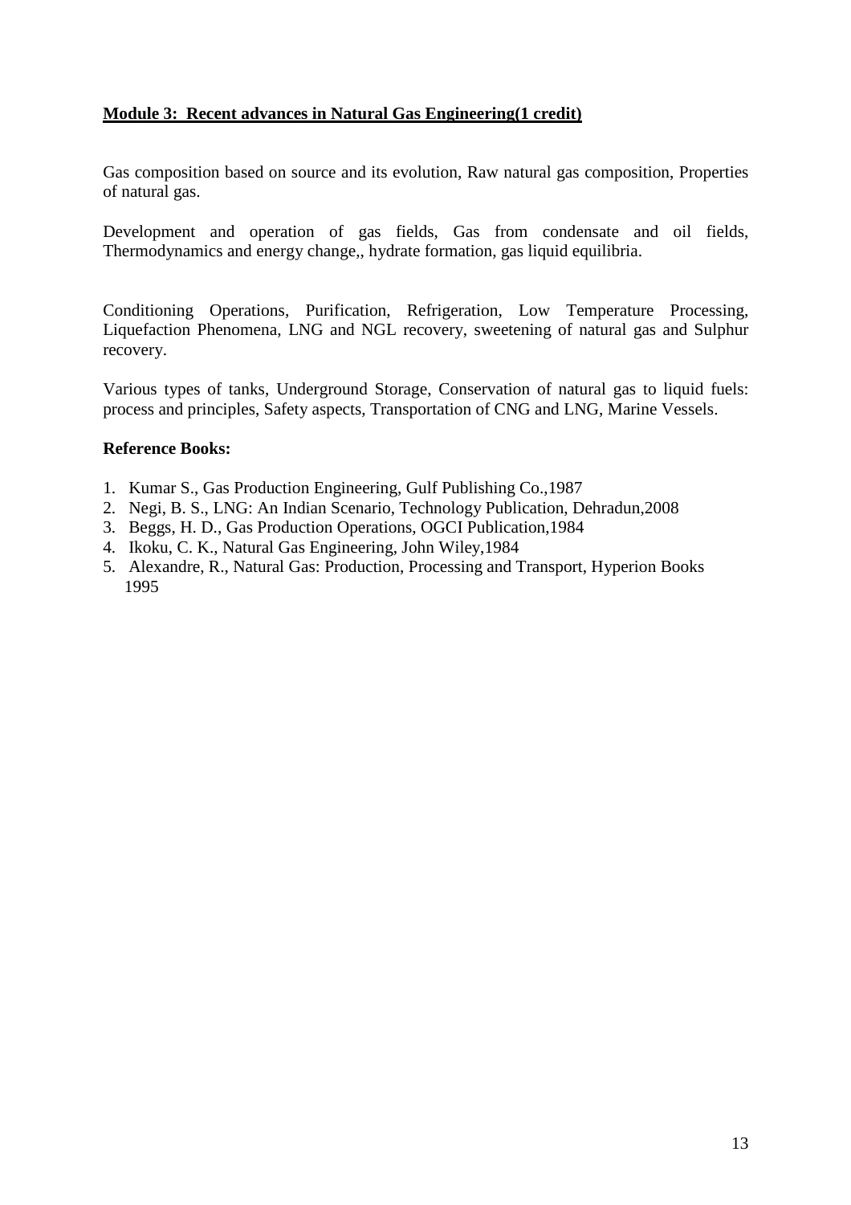**Module 3: Recent advances in Natural Gas Engineering(1 credit)**

Gas composition based on source and its evolution, Raw natural gas composition, Properties of natural gas.

Development and operation of gas fields, Gas from condensate and oil fields, Thermodynamics and energy change,, hydrate formation, gas liquid equilibria.

Conditioning Operations, Purification, Refrigeration, Low Temperature Processing, Liquefaction Phenomena, LNG and NGL recovery, sweetening of natural gas and Sulphur recovery.

Various types of tanks, Underground Storage, Conservation of natural gas to liquid fuels: process and principles, Safety aspects, Transportation of CNG and LNG, Marine Vessels.

**Reference Books:**

1. Kumar S., Gas Production Engineering, Gulf Publishing Co.,1987
2. Negi, B. S., LNG: An Indian Scenario, Technology Publication, Dehradun,2008
3. Beggs, H. D., Gas Production Operations, OGCI Publication,1984
4. Ikoku, C. K., Natural Gas Engineering, John Wiley,1984
5. Alexandre, R., Natural Gas: Production, Processing and Transport, Hyperion Books 1995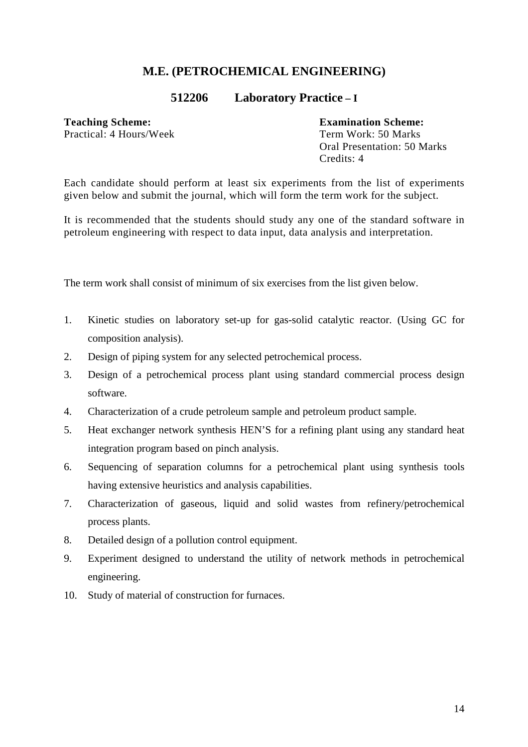# M.E. (PETROCHEMICAL ENGINEERING)

## 512206 Laboratory Practice – I

**Teaching Scheme:**
Practical: 4 Hours/Week

**Examination Scheme:**
Term Work: 50 Marks
Oral Presentation: 50 Marks
Credits: 4

Each candidate should perform at least six experiments from the list of experiments given below and submit the journal, which will form the term work for the subject.

It is recommended that the students should study any one of the standard software in petroleum engineering with respect to data input, data analysis and interpretation.

The term work shall consist of minimum of six exercises from the list given below.

1. Kinetic studies on laboratory set-up for gas-solid catalytic reactor. (Using GC for composition analysis).
2. Design of piping system for any selected petrochemical process.
3. Design of a petrochemical process plant using standard commercial process design software.
4. Characterization of a crude petroleum sample and petroleum product sample.
5. Heat exchanger network synthesis HEN'S for a refining plant using any standard heat integration program based on pinch analysis.
6. Sequencing of separation columns for a petrochemical plant using synthesis tools having extensive heuristics and analysis capabilities.
7. Characterization of gaseous, liquid and solid wastes from refinery/petrochemical process plants.
8. Detailed design of a pollution control equipment.
9. Experiment designed to understand the utility of network methods in petrochemical engineering.
10. Study of material of construction for furnaces.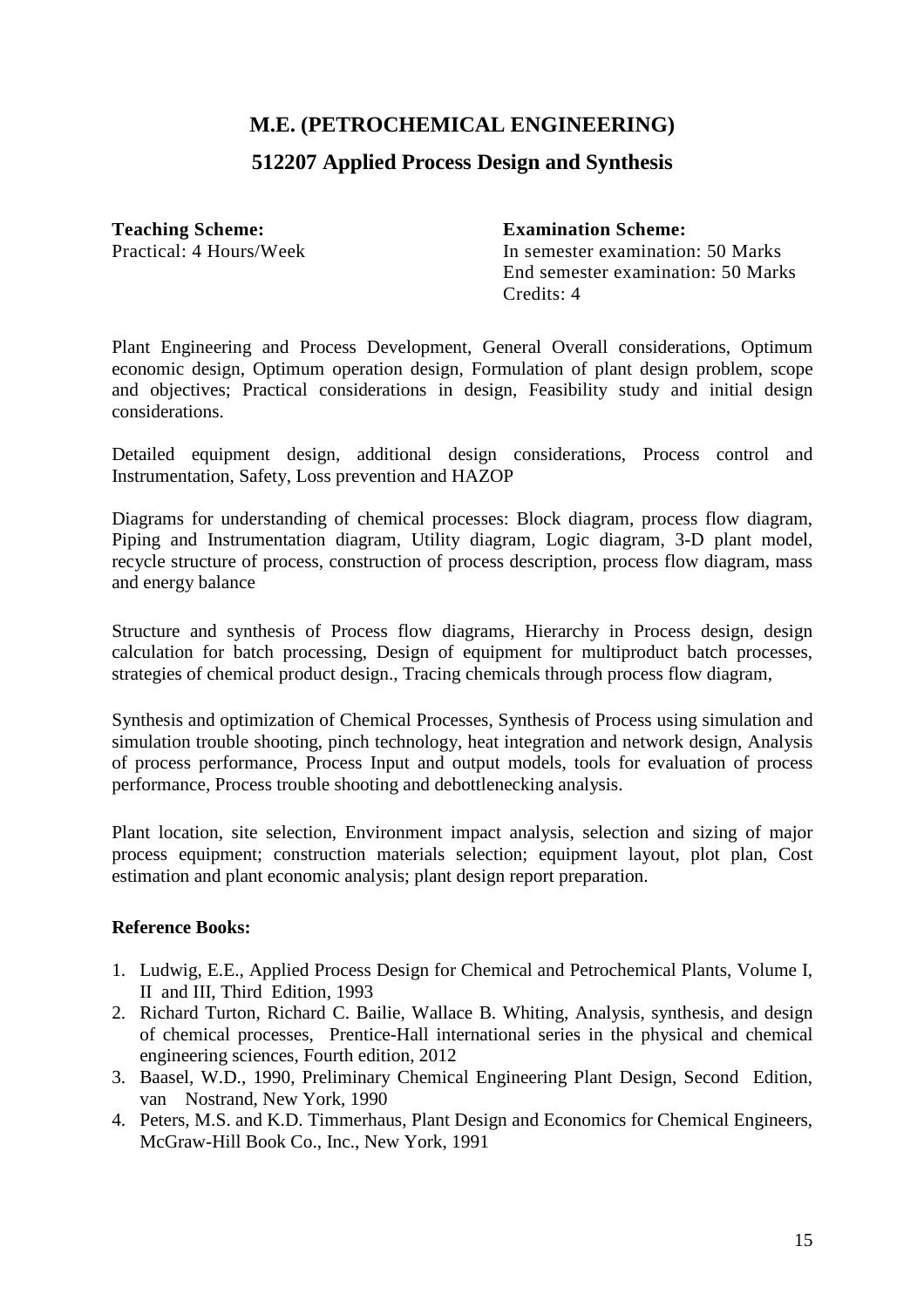## M.E. (PETROCHEMICAL ENGINEERING)

## 512207 Applied Process Design and Synthesis

**Teaching Scheme:**
Practical: 4 Hours/Week

**Examination Scheme:**
In semester examination: 50 Marks
End semester examination: 50 Marks
Credits: 4

Plant Engineering and Process Development, General Overall considerations, Optimum economic design, Optimum operation design, Formulation of plant design problem, scope and objectives; Practical considerations in design, Feasibility study and initial design considerations.

Detailed equipment design, additional design considerations, Process control and Instrumentation, Safety, Loss prevention and HAZOP

Diagrams for understanding of chemical processes: Block diagram, process flow diagram, Piping and Instrumentation diagram, Utility diagram, Logic diagram, 3-D plant model, recycle structure of process, construction of process description, process flow diagram, mass and energy balance

Structure and synthesis of Process flow diagrams, Hierarchy in Process design, design calculation for batch processing, Design of equipment for multiproduct batch processes, strategies of chemical product design., Tracing chemicals through process flow diagram,

Synthesis and optimization of Chemical Processes, Synthesis of Process using simulation and simulation trouble shooting, pinch technology, heat integration and network design, Analysis of process performance, Process Input and output models, tools for evaluation of process performance, Process trouble shooting and debottlenecking analysis.

Plant location, site selection, Environment impact analysis, selection and sizing of major process equipment; construction materials selection; equipment layout, plot plan, Cost estimation and plant economic analysis; plant design report preparation.

**Reference Books:**

1. Ludwig, E.E., Applied Process Design for Chemical and Petrochemical Plants, Volume I, II and III, Third Edition, 1993
2. Richard Turton, Richard C. Bailie, Wallace B. Whiting, Analysis, synthesis, and design of chemical processes, Prentice-Hall international series in the physical and chemical engineering sciences, Fourth edition, 2012
3. Baasel, W.D., 1990, Preliminary Chemical Engineering Plant Design, Second Edition, van Nostrand, New York, 1990
4. Peters, M.S. and K.D. Timmerhaus, Plant Design and Economics for Chemical Engineers, McGraw-Hill Book Co., Inc., New York, 1991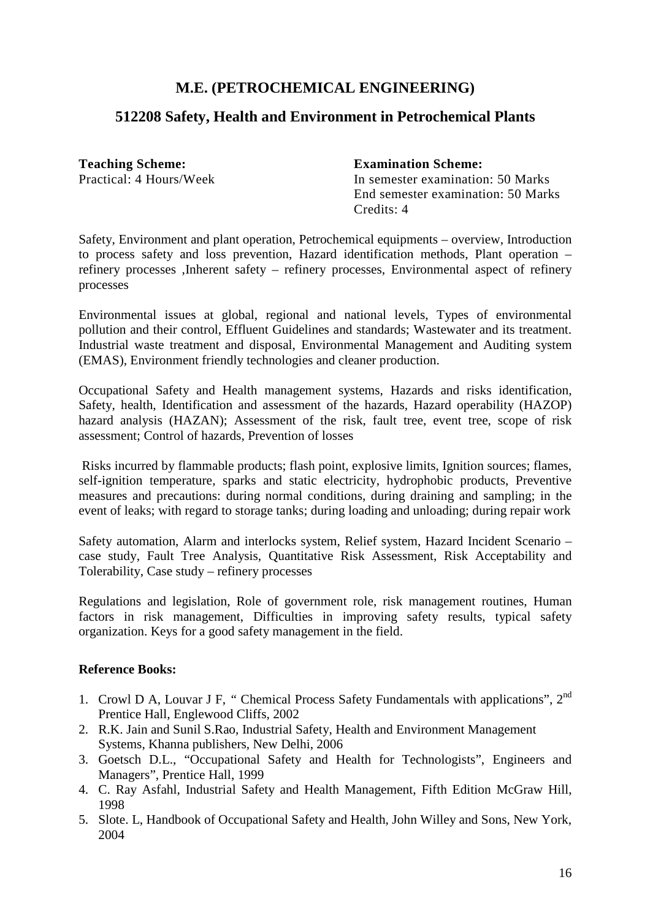## M.E. (PETROCHEMICAL ENGINEERING)

## 512208 Safety, Health and Environment in Petrochemical Plants

**Teaching Scheme:**
Practical: 4 Hours/Week

**Examination Scheme:**
In semester examination: 50 Marks
End semester examination: 50 Marks
Credits: 4

Safety, Environment and plant operation, Petrochemical equipments – overview, Introduction to process safety and loss prevention, Hazard identification methods, Plant operation – refinery processes ,Inherent safety – refinery processes, Environmental aspect of refinery processes

Environmental issues at global, regional and national levels, Types of environmental pollution and their control, Effluent Guidelines and standards; Wastewater and its treatment. Industrial waste treatment and disposal, Environmental Management and Auditing system (EMAS), Environment friendly technologies and cleaner production.

Occupational Safety and Health management systems, Hazards and risks identification, Safety, health, Identification and assessment of the hazards, Hazard operability (HAZOP) hazard analysis (HAZAN); Assessment of the risk, fault tree, event tree, scope of risk assessment; Control of hazards, Prevention of losses

Risks incurred by flammable products; flash point, explosive limits, Ignition sources; flames, self-ignition temperature, sparks and static electricity, hydrophobic products, Preventive measures and precautions: during normal conditions, during draining and sampling; in the event of leaks; with regard to storage tanks; during loading and unloading; during repair work

Safety automation, Alarm and interlocks system, Relief system, Hazard Incident Scenario – case study, Fault Tree Analysis, Quantitative Risk Assessment, Risk Acceptability and Tolerability, Case study – refinery processes

Regulations and legislation, Role of government role, risk management routines, Human factors in risk management, Difficulties in improving safety results, typical safety organization. Keys for a good safety management in the field.

**Reference Books:**

1. Crowl D A, Louvar J F, " Chemical Process Safety Fundamentals with applications", 2nd Prentice Hall, Englewood Cliffs, 2002
2. R.K. Jain and Sunil S.Rao, Industrial Safety, Health and Environment Management Systems, Khanna publishers, New Delhi, 2006
3. Goetsch D.L., "Occupational Safety and Health for Technologists", Engineers and Managers", Prentice Hall, 1999
4. C. Ray Asfahl, Industrial Safety and Health Management, Fifth Edition McGraw Hill, 1998
5. Slote. L, Handbook of Occupational Safety and Health, John Willey and Sons, New York, 2004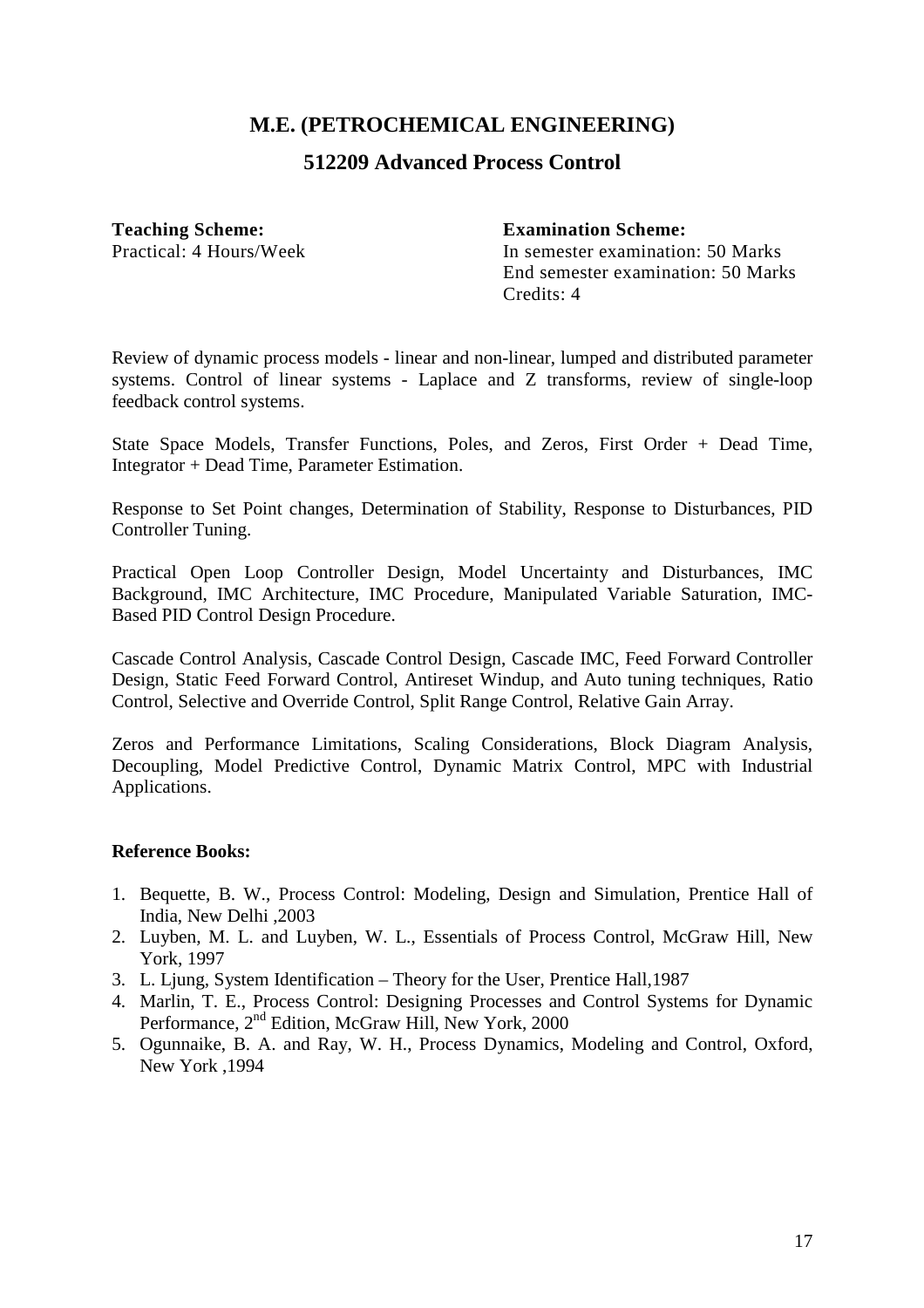## M.E. (PETROCHEMICAL ENGINEERING)

### 512209 Advanced Process Control

**Teaching Scheme:**
Practical: 4 Hours/Week

**Examination Scheme:**
In semester examination: 50 Marks
End semester examination: 50 Marks
Credits: 4

Review of dynamic process models - linear and non-linear, lumped and distributed parameter systems. Control of linear systems - Laplace and Z transforms, review of single-loop feedback control systems.

State Space Models, Transfer Functions, Poles, and Zeros, First Order + Dead Time, Integrator + Dead Time, Parameter Estimation.

Response to Set Point changes, Determination of Stability, Response to Disturbances, PID Controller Tuning.

Practical Open Loop Controller Design, Model Uncertainty and Disturbances, IMC Background, IMC Architecture, IMC Procedure, Manipulated Variable Saturation, IMC-Based PID Control Design Procedure.

Cascade Control Analysis, Cascade Control Design, Cascade IMC, Feed Forward Controller Design, Static Feed Forward Control, Antireset Windup, and Auto tuning techniques, Ratio Control, Selective and Override Control, Split Range Control, Relative Gain Array.

Zeros and Performance Limitations, Scaling Considerations, Block Diagram Analysis, Decoupling, Model Predictive Control, Dynamic Matrix Control, MPC with Industrial Applications.

**Reference Books:**

1. Bequette, B. W., Process Control: Modeling, Design and Simulation, Prentice Hall of India, New Delhi ,2003
2. Luyben, M. L. and Luyben, W. L., Essentials of Process Control, McGraw Hill, New York, 1997
3. L. Ljung, System Identification – Theory for the User, Prentice Hall,1987
4. Marlin, T. E., Process Control: Designing Processes and Control Systems for Dynamic Performance, 2nd Edition, McGraw Hill, New York, 2000
5. Ogunnaike, B. A. and Ray, W. H., Process Dynamics, Modeling and Control, Oxford, New York ,1994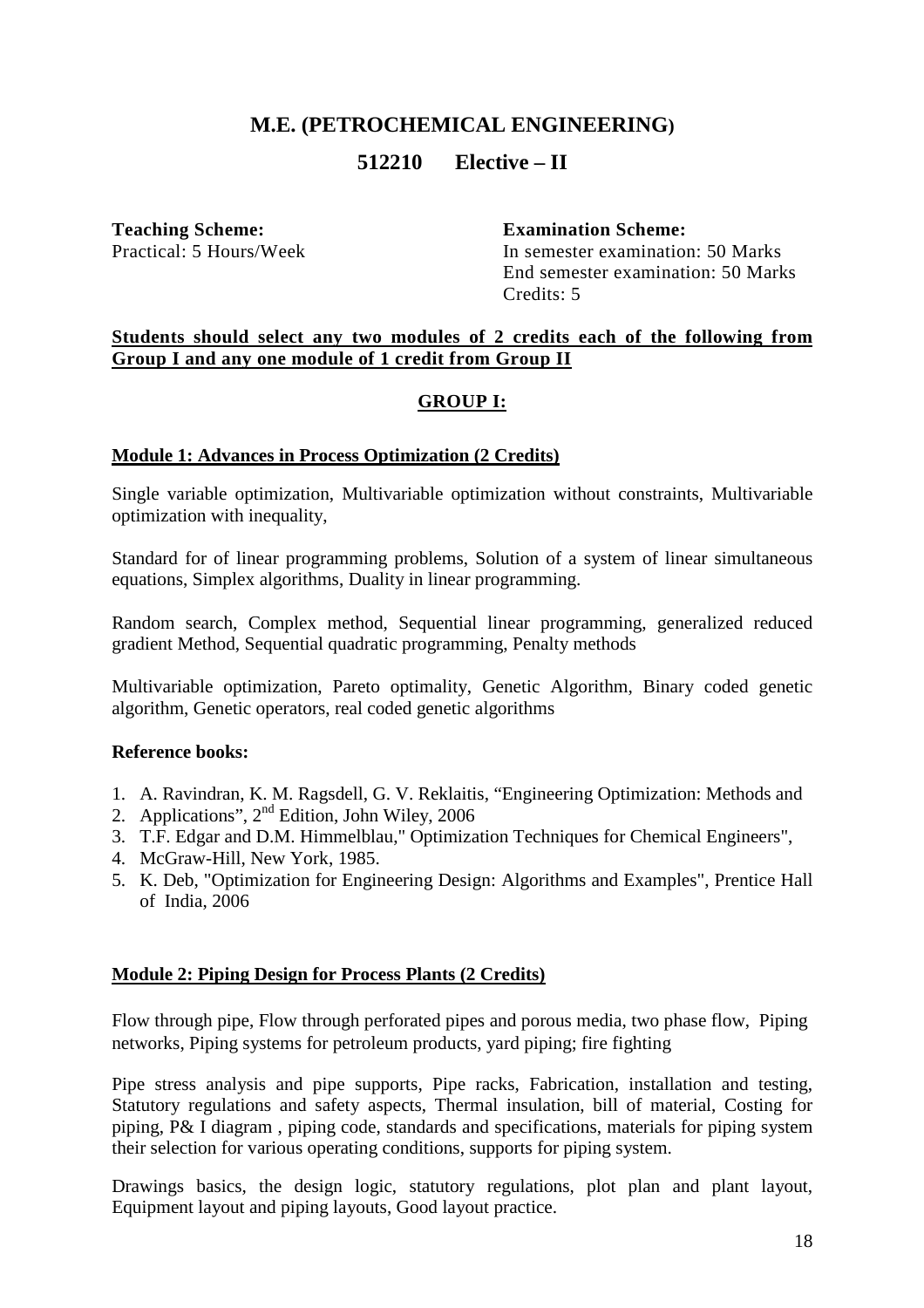# M.E. (PETROCHEMICAL ENGINEERING)

## 512210 Elective – II

**Teaching Scheme:**
Practical: 5 Hours/Week

**Examination Scheme:**
In semester examination: 50 Marks
End semester examination: 50 Marks
Credits: 5

**Students should select any two modules of 2 credits each of the following from Group I and any one module of 1 credit from Group II**

### GROUP I:

#### Module 1: Advances in Process Optimization (2 Credits)

Single variable optimization, Multivariable optimization without constraints, Multivariable optimization with inequality,

Standard for of linear programming problems, Solution of a system of linear simultaneous equations, Simplex algorithms, Duality in linear programming.

Random search, Complex method, Sequential linear programming, generalized reduced gradient Method, Sequential quadratic programming, Penalty methods

Multivariable optimization, Pareto optimality, Genetic Algorithm, Binary coded genetic algorithm, Genetic operators, real coded genetic algorithms

**Reference books:**

1. A. Ravindran, K. M. Ragsdell, G. V. Reklaitis, "Engineering Optimization: Methods and
2. Applications", 2nd Edition, John Wiley, 2006
3. T.F. Edgar and D.M. Himmelblau," Optimization Techniques for Chemical Engineers",
4. McGraw-Hill, New York, 1985.
5. K. Deb, "Optimization for Engineering Design: Algorithms and Examples", Prentice Hall of India, 2006

#### Module 2: Piping Design for Process Plants (2 Credits)

Flow through pipe, Flow through perforated pipes and porous media, two phase flow, Piping networks, Piping systems for petroleum products, yard piping; fire fighting

Pipe stress analysis and pipe supports, Pipe racks, Fabrication, installation and testing, Statutory regulations and safety aspects, Thermal insulation, bill of material, Costing for piping, P& I diagram , piping code, standards and specifications, materials for piping system their selection for various operating conditions, supports for piping system.

Drawings basics, the design logic, statutory regulations, plot plan and plant layout, Equipment layout and piping layouts, Good layout practice.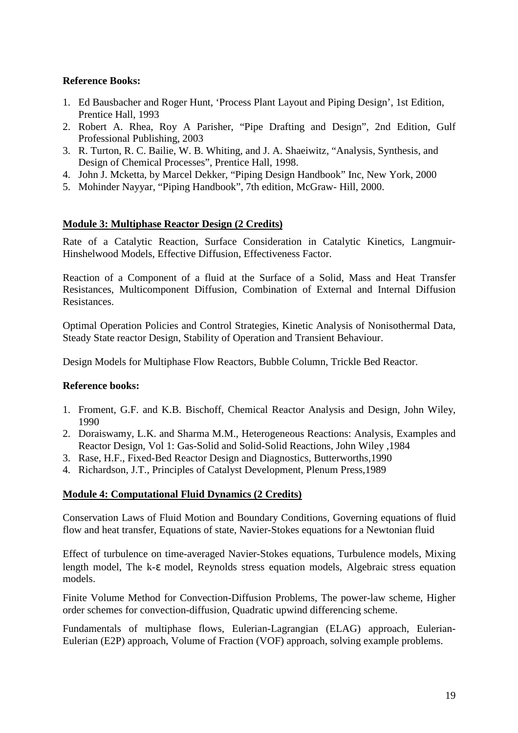**Reference Books:**

1. Ed Bausbacher and Roger Hunt, 'Process Plant Layout and Piping Design', 1st Edition, Prentice Hall, 1993
2. Robert A. Rhea, Roy A Parisher, "Pipe Drafting and Design", 2nd Edition, Gulf Professional Publishing, 2003
3. R. Turton, R. C. Bailie, W. B. Whiting, and J. A. Shaeiwitz, "Analysis, Synthesis, and Design of Chemical Processes", Prentice Hall, 1998.
4. John J. Mcketta, by Marcel Dekker, "Piping Design Handbook" Inc, New York, 2000
5. Mohinder Nayyar, "Piping Handbook", 7th edition, McGraw- Hill, 2000.

## Module 3: Multiphase Reactor Design (2 Credits)

Rate of a Catalytic Reaction, Surface Consideration in Catalytic Kinetics, Langmuir-Hinshelwood Models, Effective Diffusion, Effectiveness Factor.

Reaction of a Component of a fluid at the Surface of a Solid, Mass and Heat Transfer Resistances, Multicomponent Diffusion, Combination of External and Internal Diffusion Resistances.

Optimal Operation Policies and Control Strategies, Kinetic Analysis of Nonisothermal Data, Steady State reactor Design, Stability of Operation and Transient Behaviour.

Design Models for Multiphase Flow Reactors, Bubble Column, Trickle Bed Reactor.

**Reference books:**

1. Froment, G.F. and K.B. Bischoff, Chemical Reactor Analysis and Design, John Wiley, 1990
2. Doraiswamy, L.K. and Sharma M.M., Heterogeneous Reactions: Analysis, Examples and Reactor Design, Vol 1: Gas-Solid and Solid-Solid Reactions, John Wiley ,1984
3. Rase, H.F., Fixed-Bed Reactor Design and Diagnostics, Butterworths,1990
4. Richardson, J.T., Principles of Catalyst Development, Plenum Press,1989

## Module 4: Computational Fluid Dynamics (2 Credits)

Conservation Laws of Fluid Motion and Boundary Conditions, Governing equations of fluid flow and heat transfer, Equations of state, Navier-Stokes equations for a Newtonian fluid

Effect of turbulence on time-averaged Navier-Stokes equations, Turbulence models, Mixing length model, The k-$\varepsilon$ model, Reynolds stress equation models, Algebraic stress equation models.

Finite Volume Method for Convection-Diffusion Problems, The power-law scheme, Higher order schemes for convection-diffusion, Quadratic upwind differencing scheme.

Fundamentals of multiphase flows, Eulerian-Lagrangian (ELAG) approach, Eulerian-Eulerian (E2P) approach, Volume of Fraction (VOF) approach, solving example problems.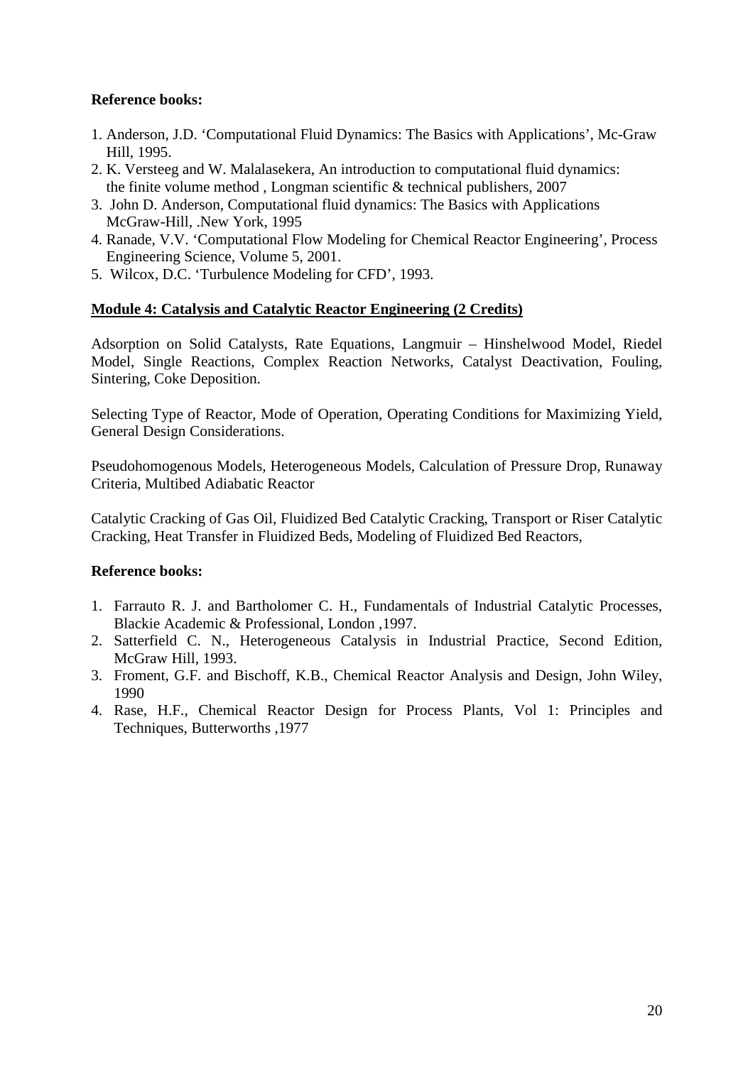**Reference books:**

1. Anderson, J.D. 'Computational Fluid Dynamics: The Basics with Applications', Mc-Graw Hill, 1995.
2. K. Versteeg and W. Malalasekera, An introduction to computational fluid dynamics: the finite volume method , Longman scientific & technical publishers, 2007
3. John D. Anderson, Computational fluid dynamics: The Basics with Applications McGraw-Hill, .New York, 1995
4. Ranade, V.V. 'Computational Flow Modeling for Chemical Reactor Engineering', Process Engineering Science, Volume 5, 2001.
5. Wilcox, D.C. 'Turbulence Modeling for CFD', 1993.

**Module 4: Catalysis and Catalytic Reactor Engineering (2 Credits)**

Adsorption on Solid Catalysts, Rate Equations, Langmuir – Hinshelwood Model, Riedel Model, Single Reactions, Complex Reaction Networks, Catalyst Deactivation, Fouling, Sintering, Coke Deposition.

Selecting Type of Reactor, Mode of Operation, Operating Conditions for Maximizing Yield, General Design Considerations.

Pseudohomogenous Models, Heterogeneous Models, Calculation of Pressure Drop, Runaway Criteria, Multibed Adiabatic Reactor

Catalytic Cracking of Gas Oil, Fluidized Bed Catalytic Cracking, Transport or Riser Catalytic Cracking, Heat Transfer in Fluidized Beds, Modeling of Fluidized Bed Reactors,

**Reference books:**

1. Farrauto R. J. and Bartholomer C. H., Fundamentals of Industrial Catalytic Processes, Blackie Academic & Professional, London ,1997.
2. Satterfield C. N., Heterogeneous Catalysis in Industrial Practice, Second Edition, McGraw Hill, 1993.
3. Froment, G.F. and Bischoff, K.B., Chemical Reactor Analysis and Design, John Wiley, 1990
4. Rase, H.F., Chemical Reactor Design for Process Plants, Vol 1: Principles and Techniques, Butterworths ,1977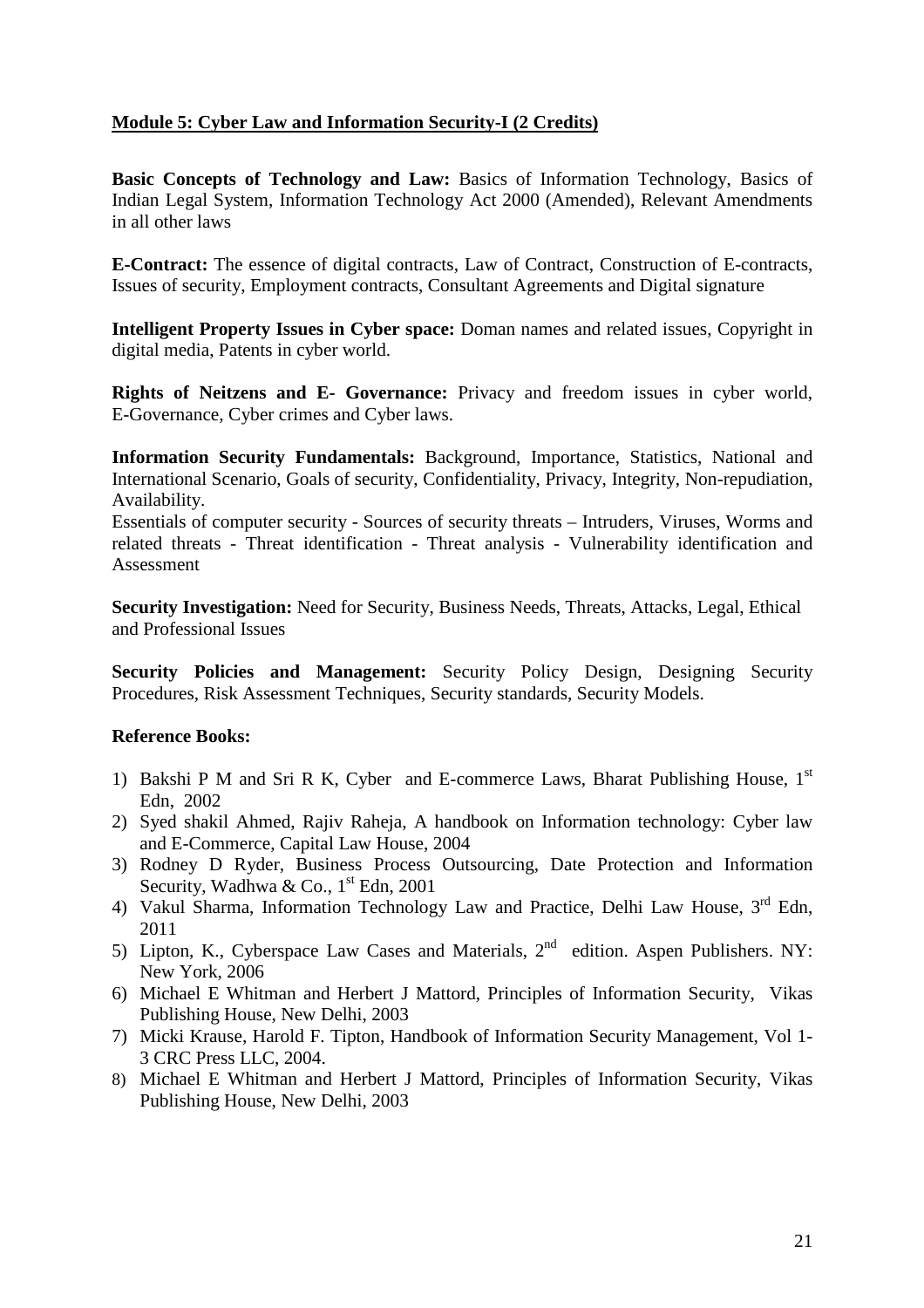**Module 5: Cyber Law and Information Security-I (2 Credits)**

**Basic Concepts of Technology and Law:** Basics of Information Technology, Basics of Indian Legal System, Information Technology Act 2000 (Amended), Relevant Amendments in all other laws

**E-Contract:** The essence of digital contracts, Law of Contract, Construction of E-contracts, Issues of security, Employment contracts, Consultant Agreements and Digital signature

**Intelligent Property Issues in Cyber space:** Doman names and related issues, Copyright in digital media, Patents in cyber world.

**Rights of Neitzens and E- Governance:** Privacy and freedom issues in cyber world, E-Governance, Cyber crimes and Cyber laws.

**Information Security Fundamentals:** Background, Importance, Statistics, National and International Scenario, Goals of security, Confidentiality, Privacy, Integrity, Non-repudiation, Availability.

Essentials of computer security - Sources of security threats – Intruders, Viruses, Worms and related threats - Threat identification - Threat analysis - Vulnerability identification and Assessment

**Security Investigation:** Need for Security, Business Needs, Threats, Attacks, Legal, Ethical and Professional Issues

**Security Policies and Management:** Security Policy Design, Designing Security Procedures, Risk Assessment Techniques, Security standards, Security Models.

**Reference Books:**

1) Bakshi P M and Sri R K, Cyber and E-commerce Laws, Bharat Publishing House, 1st Edn, 2002
2) Syed shakil Ahmed, Rajiv Raheja, A handbook on Information technology: Cyber law and E-Commerce, Capital Law House, 2004
3) Rodney D Ryder, Business Process Outsourcing, Date Protection and Information Security, Wadhwa & Co., 1st Edn, 2001
4) Vakul Sharma, Information Technology Law and Practice, Delhi Law House, 3rd Edn, 2011
5) Lipton, K., Cyberspace Law Cases and Materials, 2nd edition. Aspen Publishers. NY: New York, 2006
6) Michael E Whitman and Herbert J Mattord, Principles of Information Security, Vikas Publishing House, New Delhi, 2003
7) Micki Krause, Harold F. Tipton, Handbook of Information Security Management, Vol 1-3 CRC Press LLC, 2004.
8) Michael E Whitman and Herbert J Mattord, Principles of Information Security, Vikas Publishing House, New Delhi, 2003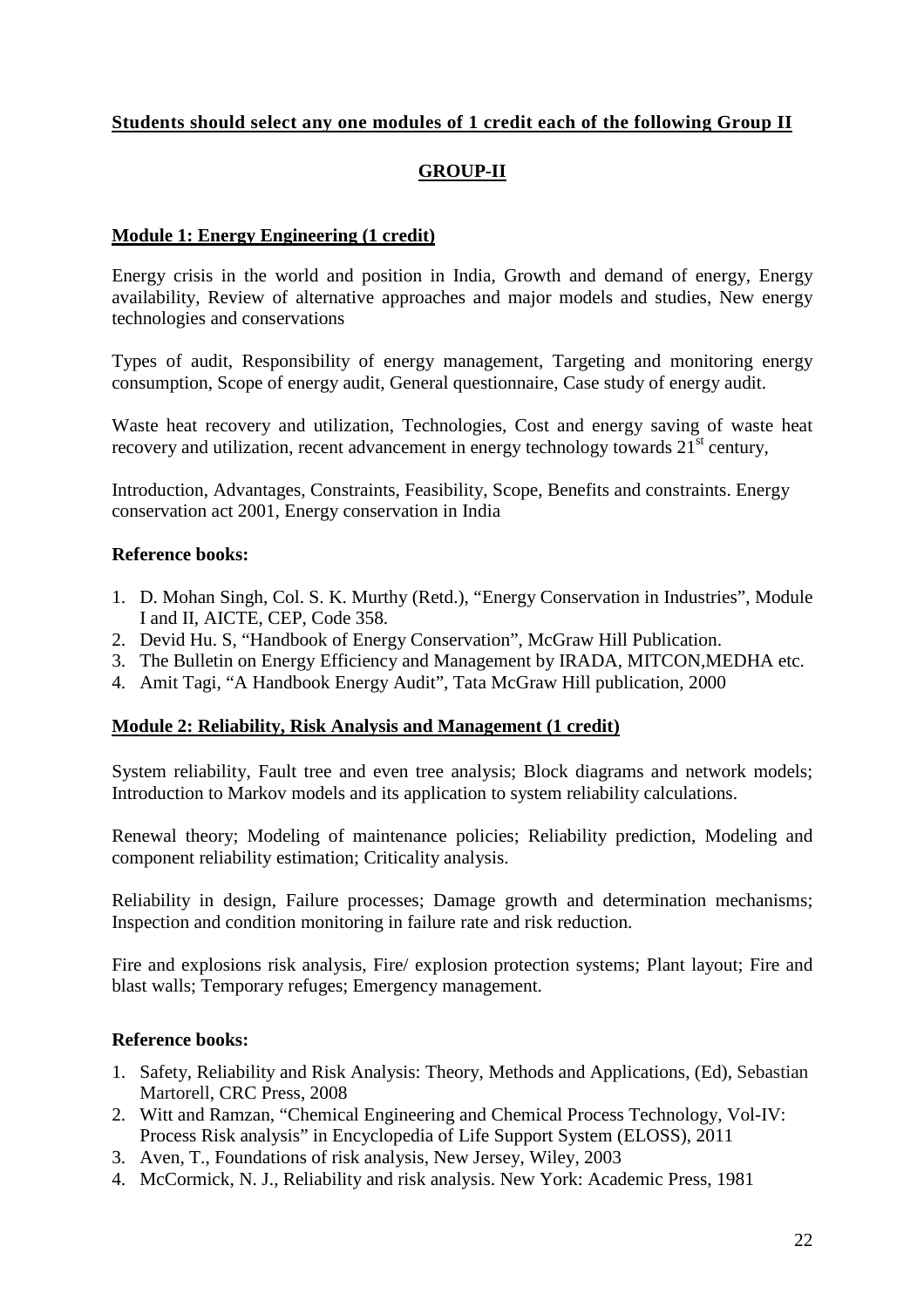**Students should select any one modules of 1 credit each of the following Group II**

## GROUP-II

### Module 1: Energy Engineering (1 credit)

Energy crisis in the world and position in India, Growth and demand of energy, Energy availability, Review of alternative approaches and major models and studies, New energy technologies and conservations

Types of audit, Responsibility of energy management, Targeting and monitoring energy consumption, Scope of energy audit, General questionnaire, Case study of energy audit.

Waste heat recovery and utilization, Technologies, Cost and energy saving of waste heat recovery and utilization, recent advancement in energy technology towards 21st century,

Introduction, Advantages, Constraints, Feasibility, Scope, Benefits and constraints. Energy conservation act 2001, Energy conservation in India

**Reference books:**

1. D. Mohan Singh, Col. S. K. Murthy (Retd.), "Energy Conservation in Industries", Module I and II, AICTE, CEP, Code 358.
2. Devid Hu. S, "Handbook of Energy Conservation", McGraw Hill Publication.
3. The Bulletin on Energy Efficiency and Management by IRADA, MITCON,MEDHA etc.
4. Amit Tagi, "A Handbook Energy Audit", Tata McGraw Hill publication, 2000

### Module 2: Reliability, Risk Analysis and Management (1 credit)

System reliability, Fault tree and even tree analysis; Block diagrams and network models; Introduction to Markov models and its application to system reliability calculations.

Renewal theory; Modeling of maintenance policies; Reliability prediction, Modeling and component reliability estimation; Criticality analysis.

Reliability in design, Failure processes; Damage growth and determination mechanisms; Inspection and condition monitoring in failure rate and risk reduction.

Fire and explosions risk analysis, Fire/ explosion protection systems; Plant layout; Fire and blast walls; Temporary refuges; Emergency management.

**Reference books:**

1. Safety, Reliability and Risk Analysis: Theory, Methods and Applications, (Ed), Sebastian Martorell, CRC Press, 2008
2. Witt and Ramzan, "Chemical Engineering and Chemical Process Technology, Vol-IV: Process Risk analysis" in Encyclopedia of Life Support System (ELOSS), 2011
3. Aven, T., Foundations of risk analysis, New Jersey, Wiley, 2003
4. McCormick, N. J., Reliability and risk analysis. New York: Academic Press, 1981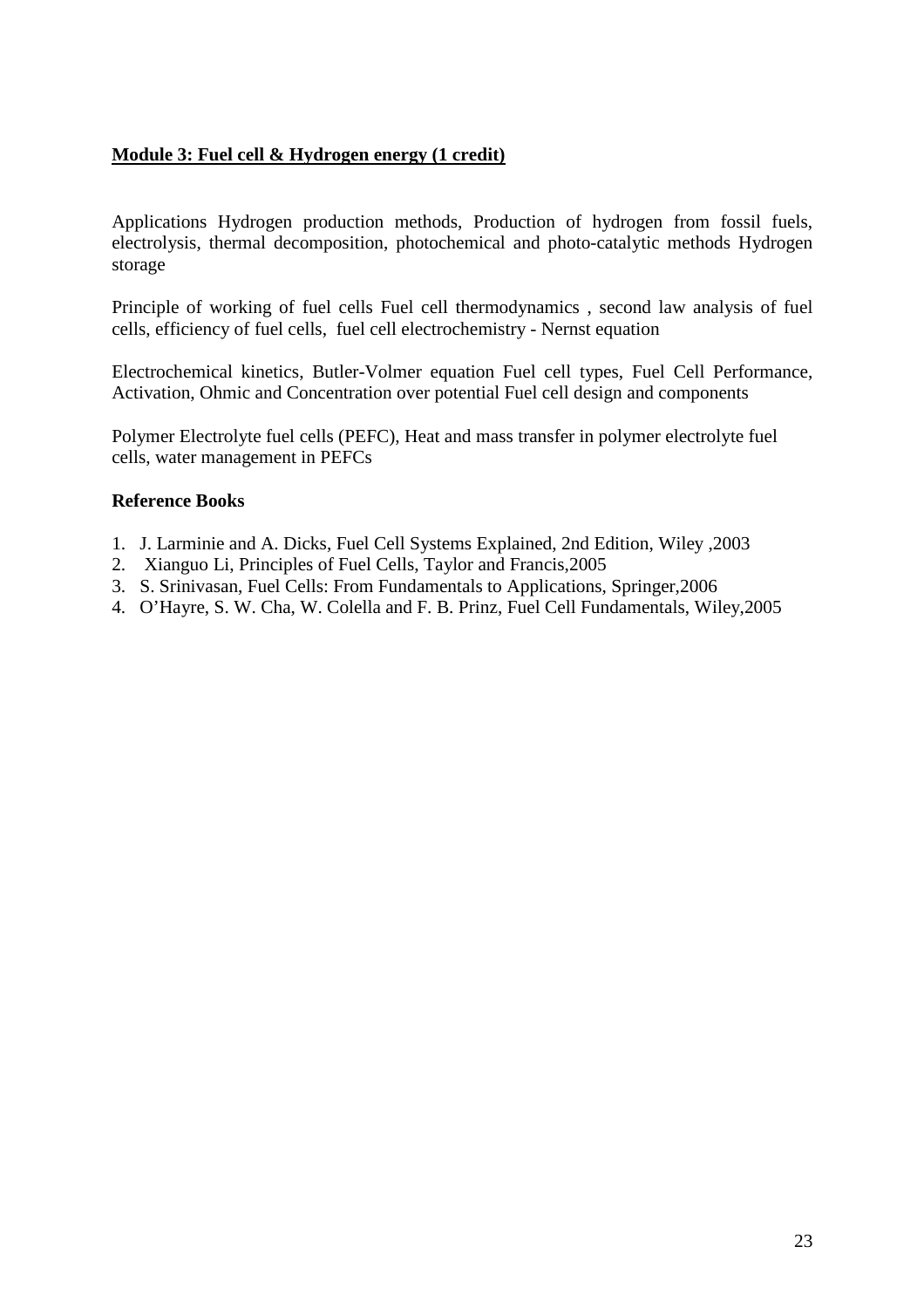**<u>Module 3: Fuel cell & Hydrogen energy (1 credit)</u>**

Applications Hydrogen production methods, Production of hydrogen from fossil fuels, electrolysis, thermal decomposition, photochemical and photo-catalytic methods Hydrogen storage

Principle of working of fuel cells Fuel cell thermodynamics , second law analysis of fuel cells, efficiency of fuel cells, fuel cell electrochemistry - Nernst equation

Electrochemical kinetics, Butler-Volmer equation Fuel cell types, Fuel Cell Performance, Activation, Ohmic and Concentration over potential Fuel cell design and components

Polymer Electrolyte fuel cells (PEFC), Heat and mass transfer in polymer electrolyte fuel cells, water management in PEFCs

**Reference Books**

1. J. Larminie and A. Dicks, Fuel Cell Systems Explained, 2nd Edition, Wiley ,2003
2. Xianguo Li, Principles of Fuel Cells, Taylor and Francis,2005
3. S. Srinivasan, Fuel Cells: From Fundamentals to Applications, Springer,2006
4. O'Hayre, S. W. Cha, W. Colella and F. B. Prinz, Fuel Cell Fundamentals, Wiley,2005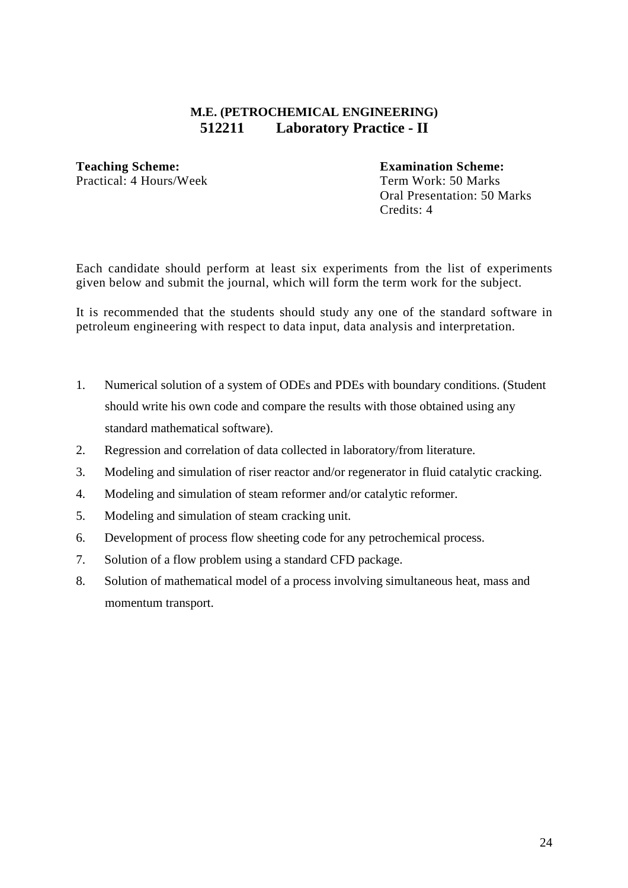# M.E. (PETROCHEMICAL ENGINEERING)

## 512211 Laboratory Practice - II

**Teaching Scheme:**
Practical: 4 Hours/Week

**Examination Scheme:**
Term Work: 50 Marks
Oral Presentation: 50 Marks
Credits: 4

Each candidate should perform at least six experiments from the list of experiments given below and submit the journal, which will form the term work for the subject.

It is recommended that the students should study any one of the standard software in petroleum engineering with respect to data input, data analysis and interpretation.

1. Numerical solution of a system of ODEs and PDEs with boundary conditions. (Student should write his own code and compare the results with those obtained using any standard mathematical software).
2. Regression and correlation of data collected in laboratory/from literature.
3. Modeling and simulation of riser reactor and/or regenerator in fluid catalytic cracking.
4. Modeling and simulation of steam reformer and/or catalytic reformer.
5. Modeling and simulation of steam cracking unit.
6. Development of process flow sheeting code for any petrochemical process.
7. Solution of a flow problem using a standard CFD package.
8. Solution of mathematical model of a process involving simultaneous heat, mass and momentum transport.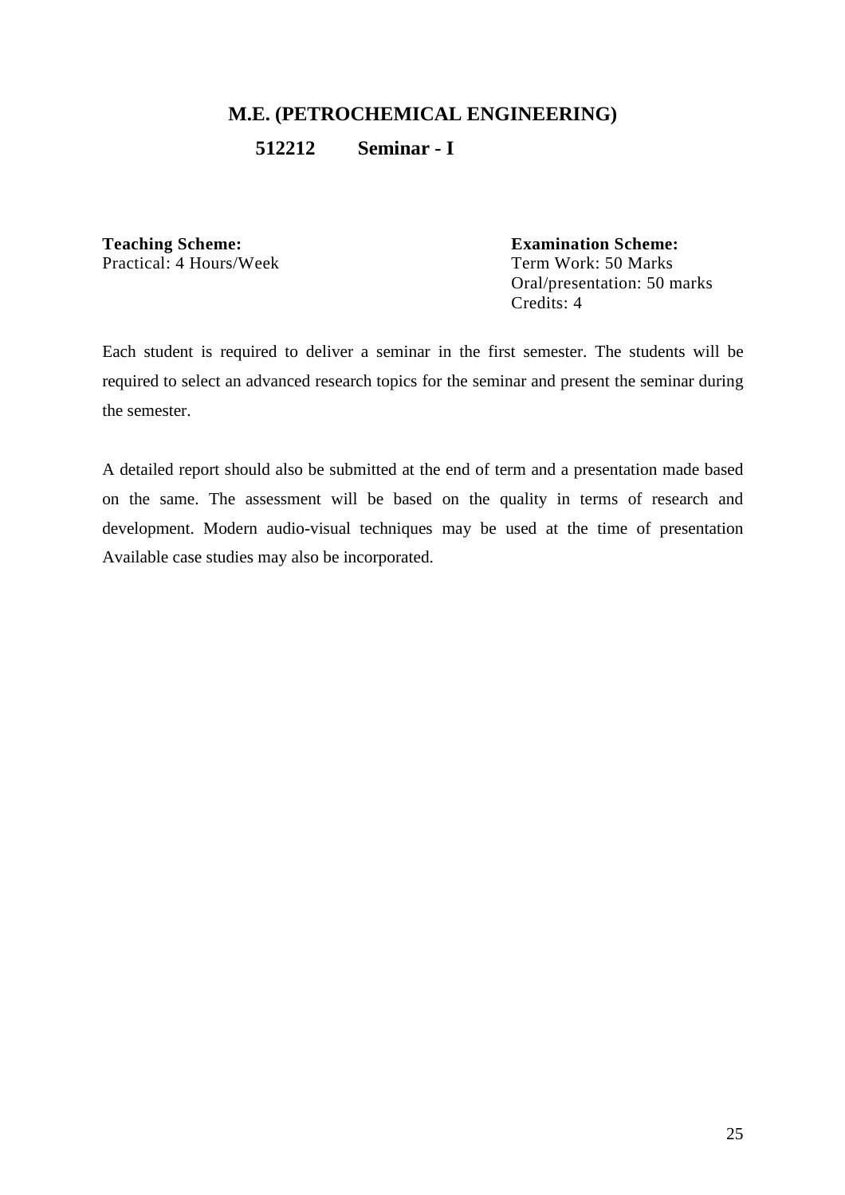## M.E. (PETROCHEMICAL ENGINEERING)

### 512212 Seminar - I

**Teaching Scheme:**
Practical: 4 Hours/Week

**Examination Scheme:**
Term Work: 50 Marks
Oral/presentation: 50 marks
Credits: 4

Each student is required to deliver a seminar in the first semester. The students will be required to select an advanced research topics for the seminar and present the seminar during the semester.

A detailed report should also be submitted at the end of term and a presentation made based on the same. The assessment will be based on the quality in terms of research and development. Modern audio-visual techniques may be used at the time of presentation Available case studies may also be incorporated.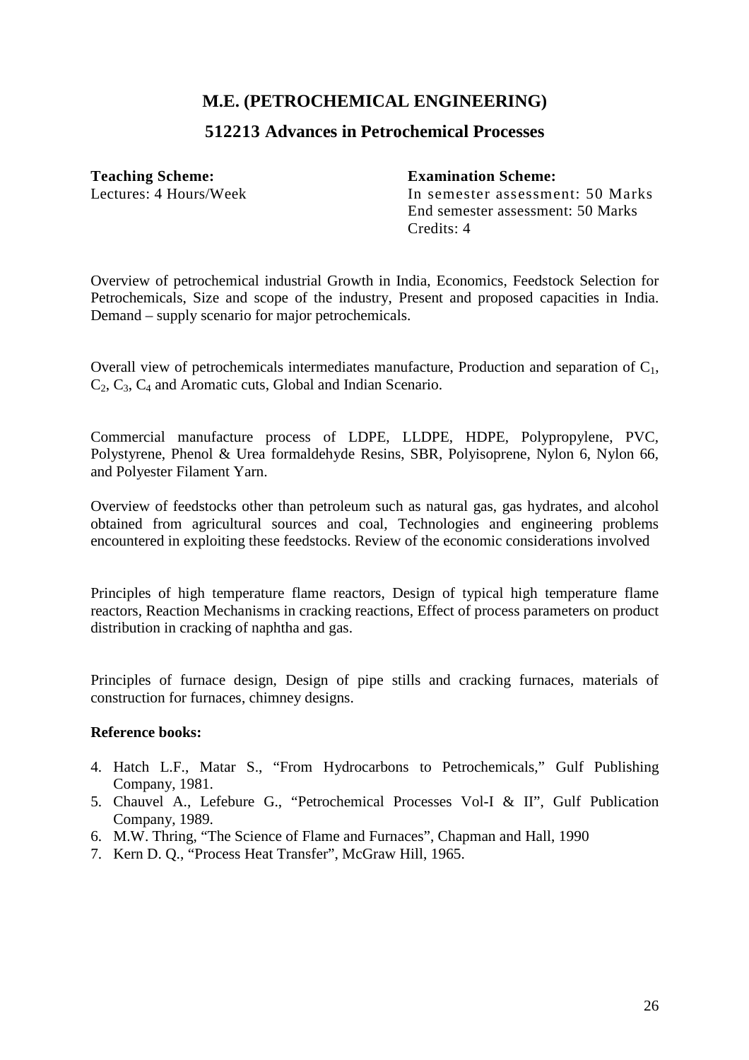## M.E. (PETROCHEMICAL ENGINEERING)

### 512213 Advances in Petrochemical Processes

**Teaching Scheme:**
Lectures: 4 Hours/Week

**Examination Scheme:**
In semester assessment: 50 Marks
End semester assessment: 50 Marks
Credits: 4

Overview of petrochemical industrial Growth in India, Economics, Feedstock Selection for Petrochemicals, Size and scope of the industry, Present and proposed capacities in India. Demand – supply scenario for major petrochemicals.

Overall view of petrochemicals intermediates manufacture, Production and separation of $C_1$, $C_2$, $C_3$, $C_4$ and Aromatic cuts, Global and Indian Scenario.

Commercial manufacture process of LDPE, LLDPE, HDPE, Polypropylene, PVC, Polystyrene, Phenol & Urea formaldehyde Resins, SBR, Polyisoprene, Nylon 6, Nylon 66, and Polyester Filament Yarn.

Overview of feedstocks other than petroleum such as natural gas, gas hydrates, and alcohol obtained from agricultural sources and coal, Technologies and engineering problems encountered in exploiting these feedstocks. Review of the economic considerations involved

Principles of high temperature flame reactors, Design of typical high temperature flame reactors, Reaction Mechanisms in cracking reactions, Effect of process parameters on product distribution in cracking of naphtha and gas.

Principles of furnace design, Design of pipe stills and cracking furnaces, materials of construction for furnaces, chimney designs.

**Reference books:**

4. Hatch L.F., Matar S., “From Hydrocarbons to Petrochemicals,” Gulf Publishing Company, 1981.
5. Chauvel A., Lefebure G., “Petrochemical Processes Vol-I & II”, Gulf Publication Company, 1989.
6. M.W. Thring, “The Science of Flame and Furnaces”, Chapman and Hall, 1990
7. Kern D. Q., “Process Heat Transfer”, McGraw Hill, 1965.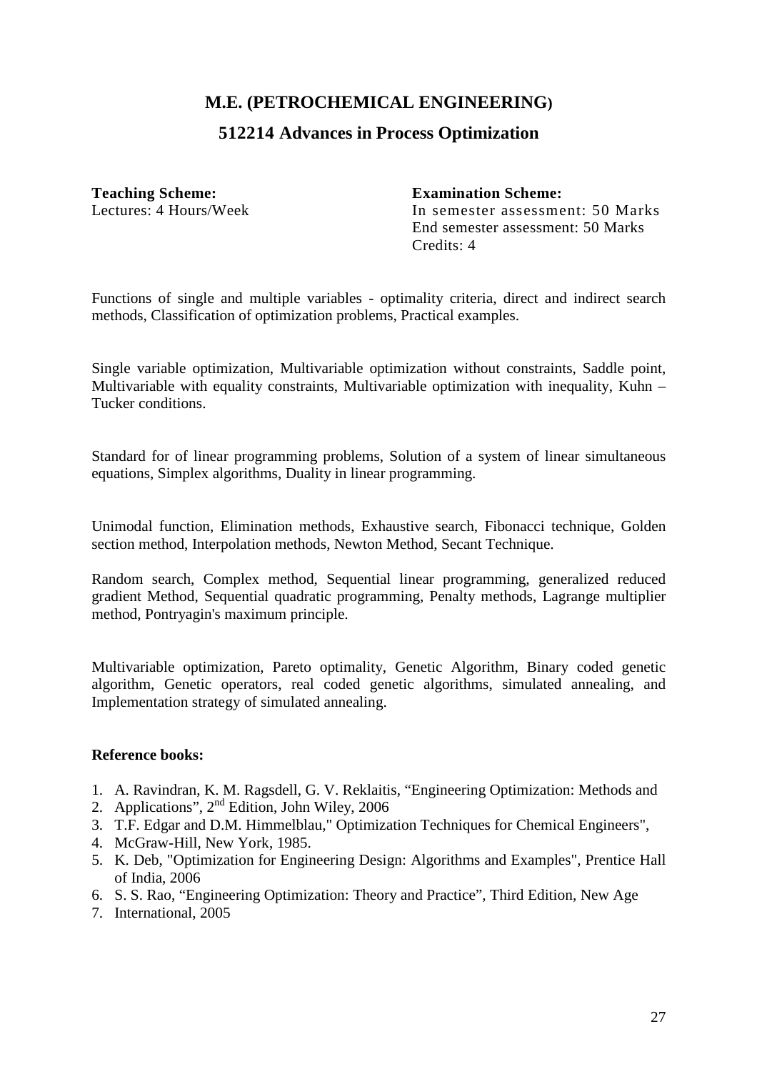## M.E. (PETROCHEMICAL ENGINEERING)

## 512214 Advances in Process Optimization

**Teaching Scheme:**
Lectures: 4 Hours/Week

**Examination Scheme:**
In semester assessment: 50 Marks
End semester assessment: 50 Marks
Credits: 4

Functions of single and multiple variables - optimality criteria, direct and indirect search methods, Classification of optimization problems, Practical examples.

Single variable optimization, Multivariable optimization without constraints, Saddle point, Multivariable with equality constraints, Multivariable optimization with inequality, Kuhn – Tucker conditions.

Standard for of linear programming problems, Solution of a system of linear simultaneous equations, Simplex algorithms, Duality in linear programming.

Unimodal function, Elimination methods, Exhaustive search, Fibonacci technique, Golden section method, Interpolation methods, Newton Method, Secant Technique.

Random search, Complex method, Sequential linear programming, generalized reduced gradient Method, Sequential quadratic programming, Penalty methods, Lagrange multiplier method, Pontryagin's maximum principle.

Multivariable optimization, Pareto optimality, Genetic Algorithm, Binary coded genetic algorithm, Genetic operators, real coded genetic algorithms, simulated annealing, and Implementation strategy of simulated annealing.

**Reference books:**

1. A. Ravindran, K. M. Ragsdell, G. V. Reklaitis, "Engineering Optimization: Methods and
2. Applications", 2nd Edition, John Wiley, 2006
3. T.F. Edgar and D.M. Himmelblau," Optimization Techniques for Chemical Engineers",
4. McGraw-Hill, New York, 1985.
5. K. Deb, "Optimization for Engineering Design: Algorithms and Examples", Prentice Hall of India, 2006
6. S. S. Rao, "Engineering Optimization: Theory and Practice", Third Edition, New Age
7. International, 2005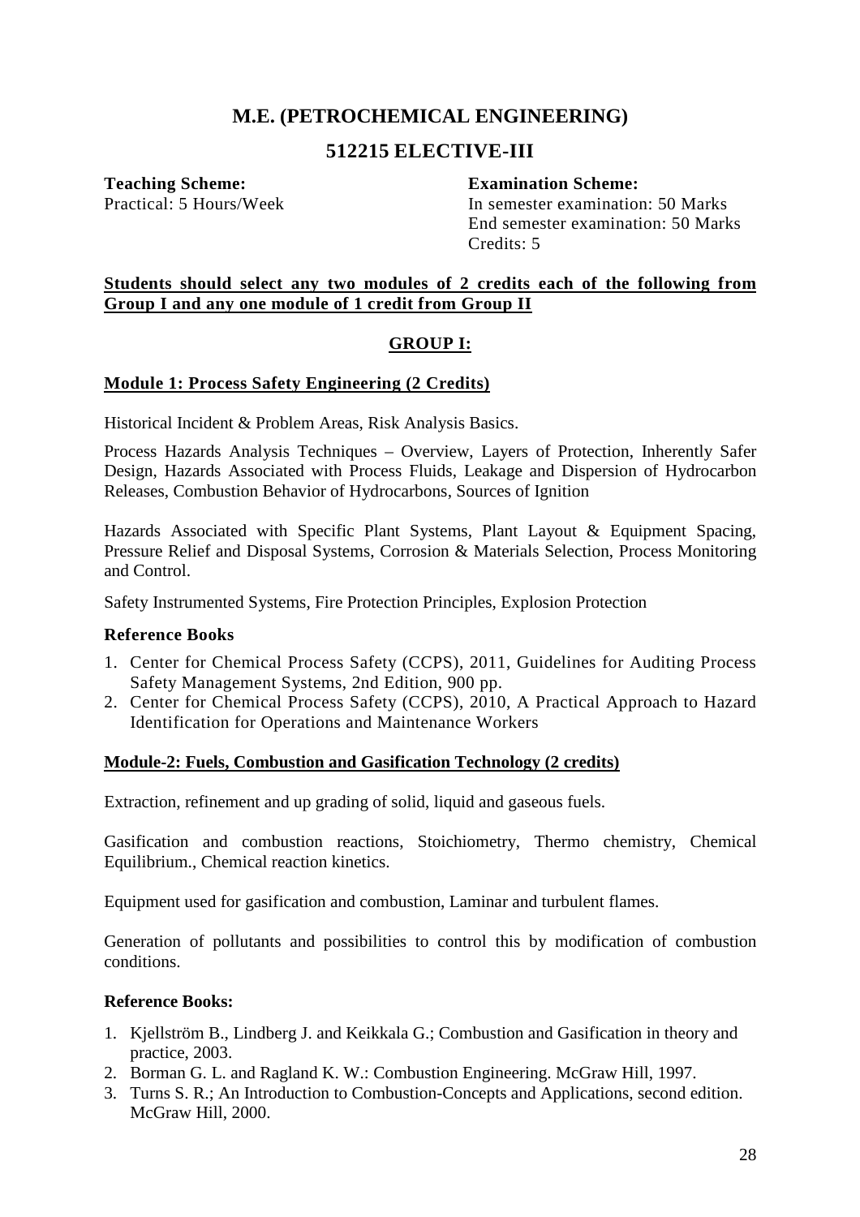# M.E. (PETROCHEMICAL ENGINEERING)

## 512215 ELECTIVE-III

**Teaching Scheme:**
Practical: 5 Hours/Week

**Examination Scheme:**
In semester examination: 50 Marks
End semester examination: 50 Marks
Credits: 5

**Students should select any two modules of 2 credits each of the following from Group I and any one module of 1 credit from Group II**

### GROUP I:

**Module 1: Process Safety Engineering (2 Credits)**

Historical Incident & Problem Areas, Risk Analysis Basics.

Process Hazards Analysis Techniques – Overview, Layers of Protection, Inherently Safer Design, Hazards Associated with Process Fluids, Leakage and Dispersion of Hydrocarbon Releases, Combustion Behavior of Hydrocarbons, Sources of Ignition

Hazards Associated with Specific Plant Systems, Plant Layout & Equipment Spacing, Pressure Relief and Disposal Systems, Corrosion & Materials Selection, Process Monitoring and Control.

Safety Instrumented Systems, Fire Protection Principles, Explosion Protection

**Reference Books**

1. Center for Chemical Process Safety (CCPS), 2011, Guidelines for Auditing Process Safety Management Systems, 2nd Edition, 900 pp.
2. Center for Chemical Process Safety (CCPS), 2010, A Practical Approach to Hazard Identification for Operations and Maintenance Workers

**Module-2: Fuels, Combustion and Gasification Technology (2 credits)**

Extraction, refinement and up grading of solid, liquid and gaseous fuels.

Gasification and combustion reactions, Stoichiometry, Thermo chemistry, Chemical Equilibrium., Chemical reaction kinetics.

Equipment used for gasification and combustion, Laminar and turbulent flames.

Generation of pollutants and possibilities to control this by modification of combustion conditions.

**Reference Books:**

1. Kjellström B., Lindberg J. and Keikkala G.; Combustion and Gasification in theory and practice, 2003.
2. Borman G. L. and Ragland K. W.: Combustion Engineering. McGraw Hill, 1997.
3. Turns S. R.; An Introduction to Combustion-Concepts and Applications, second edition. McGraw Hill, 2000.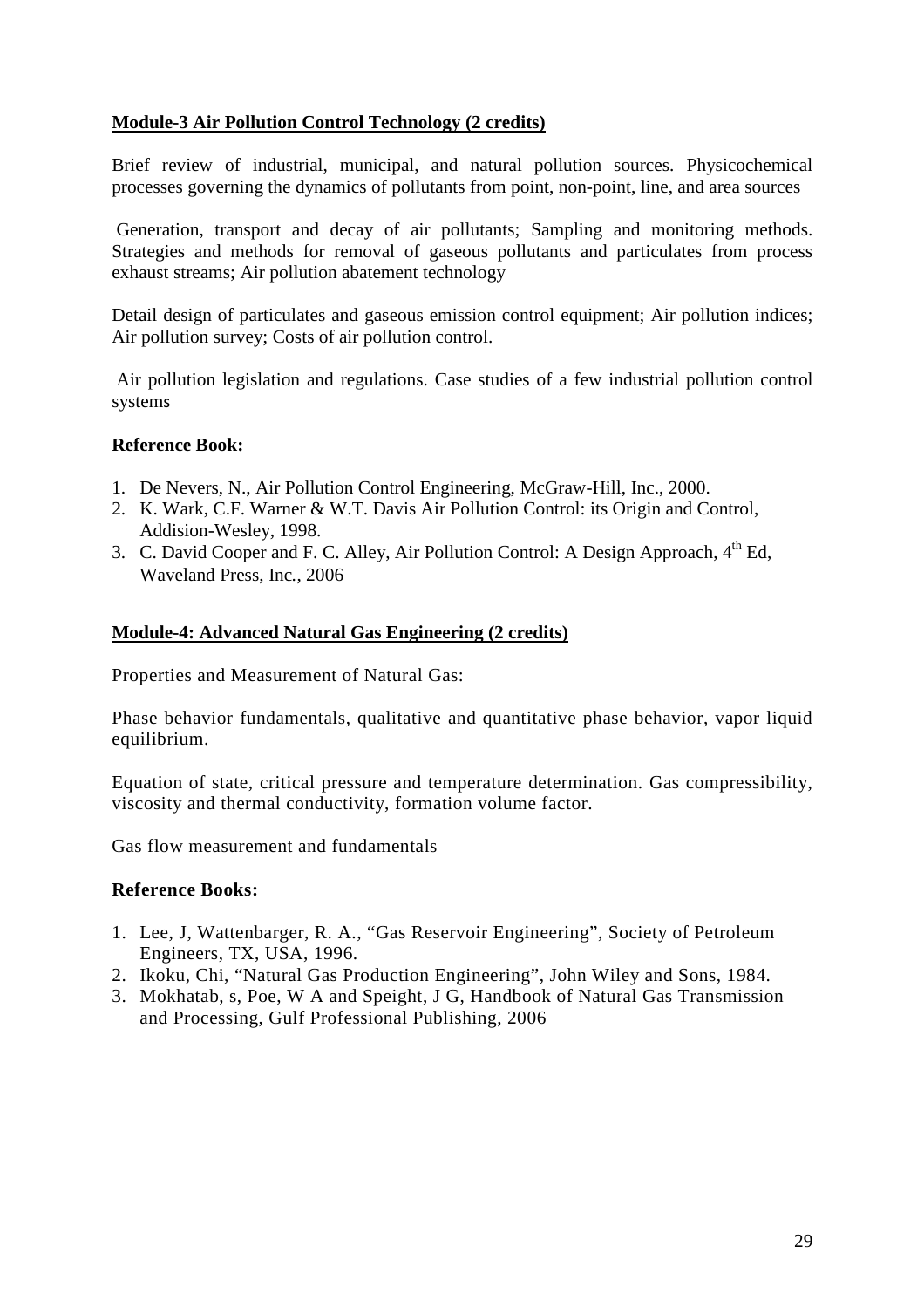**Module-3 Air Pollution Control Technology (2 credits)**

Brief review of industrial, municipal, and natural pollution sources. Physicochemical processes governing the dynamics of pollutants from point, non-point, line, and area sources

Generation, transport and decay of air pollutants; Sampling and monitoring methods. Strategies and methods for removal of gaseous pollutants and particulates from process exhaust streams; Air pollution abatement technology

Detail design of particulates and gaseous emission control equipment; Air pollution indices; Air pollution survey; Costs of air pollution control.

Air pollution legislation and regulations. Case studies of a few industrial pollution control systems

**Reference Book:**

1. De Nevers, N., Air Pollution Control Engineering, McGraw-Hill, Inc., 2000.
2. K. Wark, C.F. Warner & W.T. Davis Air Pollution Control: its Origin and Control, Addision-Wesley, 1998.
3. C. David Cooper and F. C. Alley, Air Pollution Control: A Design Approach, 4th Ed, Waveland Press, Inc., 2006

**Module-4: Advanced Natural Gas Engineering (2 credits)**

Properties and Measurement of Natural Gas:

Phase behavior fundamentals, qualitative and quantitative phase behavior, vapor liquid equilibrium.

Equation of state, critical pressure and temperature determination. Gas compressibility, viscosity and thermal conductivity, formation volume factor.

Gas flow measurement and fundamentals

**Reference Books:**

1. Lee, J, Wattenbarger, R. A., "Gas Reservoir Engineering", Society of Petroleum Engineers, TX, USA, 1996.
2. Ikoku, Chi, "Natural Gas Production Engineering", John Wiley and Sons, 1984.
3. Mokhatab, s, Poe, W A and Speight, J G, Handbook of Natural Gas Transmission and Processing, Gulf Professional Publishing, 2006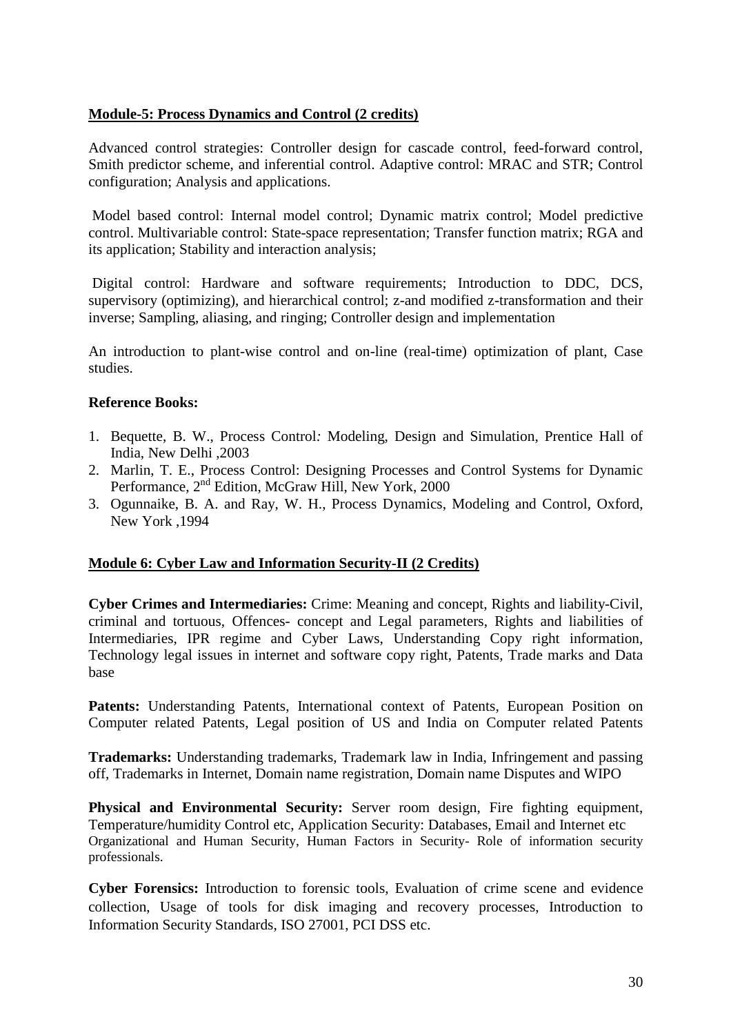**Module-5: Process Dynamics and Control (2 credits)**

Advanced control strategies: Controller design for cascade control, feed-forward control, Smith predictor scheme, and inferential control. Adaptive control: MRAC and STR; Control configuration; Analysis and applications.

Model based control: Internal model control; Dynamic matrix control; Model predictive control. Multivariable control: State-space representation; Transfer function matrix; RGA and its application; Stability and interaction analysis;

Digital control: Hardware and software requirements; Introduction to DDC, DCS, supervisory (optimizing), and hierarchical control; z-and modified z-transformation and their inverse; Sampling, aliasing, and ringing; Controller design and implementation

An introduction to plant-wise control and on-line (real-time) optimization of plant, Case studies.

**Reference Books:**

1. Bequette, B. W., Process Control*:* Modeling, Design and Simulation, Prentice Hall of India, New Delhi ,2003
2. Marlin, T. E., Process Control: Designing Processes and Control Systems for Dynamic Performance, 2nd Edition, McGraw Hill, New York, 2000
3. Ogunnaike, B. A. and Ray, W. H., Process Dynamics, Modeling and Control, Oxford, New York ,1994

**Module 6: Cyber Law and Information Security-II (2 Credits)**

**Cyber Crimes and Intermediaries:** Crime: Meaning and concept, Rights and liability-Civil, criminal and tortuous, Offences- concept and Legal parameters, Rights and liabilities of Intermediaries, IPR regime and Cyber Laws, Understanding Copy right information, Technology legal issues in internet and software copy right, Patents, Trade marks and Data base

**Patents:** Understanding Patents, International context of Patents, European Position on Computer related Patents, Legal position of US and India on Computer related Patents

**Trademarks:** Understanding trademarks, Trademark law in India, Infringement and passing off, Trademarks in Internet, Domain name registration, Domain name Disputes and WIPO

**Physical and Environmental Security:** Server room design, Fire fighting equipment, Temperature/humidity Control etc, Application Security: Databases, Email and Internet etc Organizational and Human Security, Human Factors in Security- Role of information security professionals.

**Cyber Forensics:** Introduction to forensic tools, Evaluation of crime scene and evidence collection, Usage of tools for disk imaging and recovery processes, Introduction to Information Security Standards, ISO 27001, PCI DSS etc.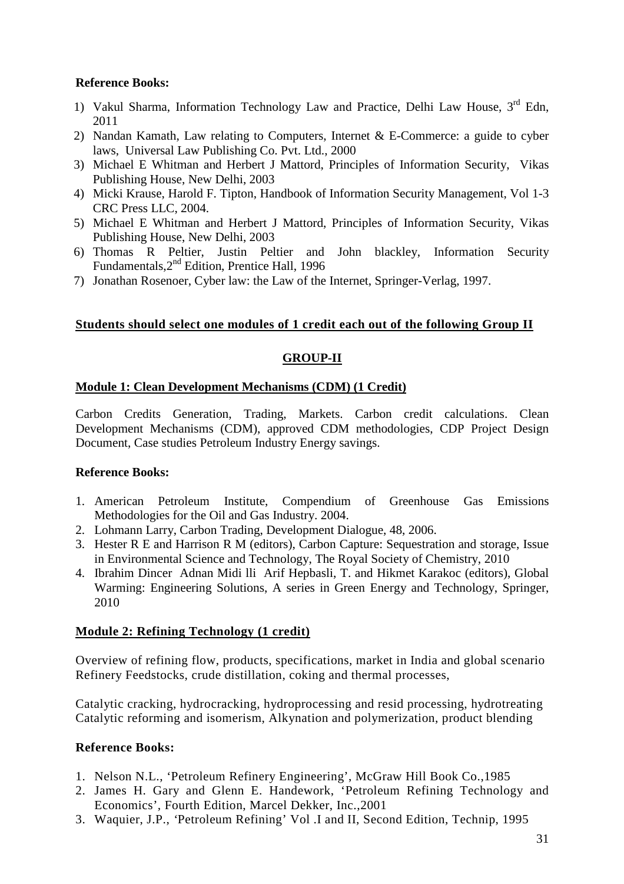**Reference Books:**

1) Vakul Sharma, Information Technology Law and Practice, Delhi Law House, 3rd Edn, 2011
2) Nandan Kamath, Law relating to Computers, Internet & E-Commerce: a guide to cyber laws, Universal Law Publishing Co. Pvt. Ltd., 2000
3) Michael E Whitman and Herbert J Mattord, Principles of Information Security, Vikas Publishing House, New Delhi, 2003
4) Micki Krause, Harold F. Tipton, Handbook of Information Security Management, Vol 1-3 CRC Press LLC, 2004.
5) Michael E Whitman and Herbert J Mattord, Principles of Information Security, Vikas Publishing House, New Delhi, 2003
6) Thomas R Peltier, Justin Peltier and John blackley, Information Security Fundamentals,2nd Edition, Prentice Hall, 1996
7) Jonathan Rosenoer, Cyber law: the Law of the Internet, Springer-Verlag, 1997.

**Students should select one modules of 1 credit each out of the following Group II**

## GROUP-II

### Module 1: Clean Development Mechanisms (CDM) (1 Credit)

Carbon Credits Generation, Trading, Markets. Carbon credit calculations. Clean Development Mechanisms (CDM), approved CDM methodologies, CDP Project Design Document, Case studies Petroleum Industry Energy savings.

**Reference Books:**

1. American Petroleum Institute, Compendium of Greenhouse Gas Emissions Methodologies for the Oil and Gas Industry. 2004.
2. Lohmann Larry, Carbon Trading, Development Dialogue, 48, 2006.
3. Hester R E and Harrison R M (editors), Carbon Capture: Sequestration and storage, Issue in Environmental Science and Technology, The Royal Society of Chemistry, 2010
4. Ibrahim Dincer Adnan Midi lli Arif Hepbasli, T. and Hikmet Karakoc (editors), Global Warming: Engineering Solutions, A series in Green Energy and Technology, Springer, 2010

### Module 2: Refining Technology (1 credit)

Overview of refining flow, products, specifications, market in India and global scenario Refinery Feedstocks, crude distillation, coking and thermal processes,

Catalytic cracking, hydrocracking, hydroprocessing and resid processing, hydrotreating Catalytic reforming and isomerism, Alkynation and polymerization, product blending

**Reference Books:**

1. Nelson N.L., 'Petroleum Refinery Engineering', McGraw Hill Book Co.,1985
2. James H. Gary and Glenn E. Handework, 'Petroleum Refining Technology and Economics', Fourth Edition, Marcel Dekker, Inc.,2001
3. Waquier, J.P., 'Petroleum Refining' Vol .I and II, Second Edition, Technip, 1995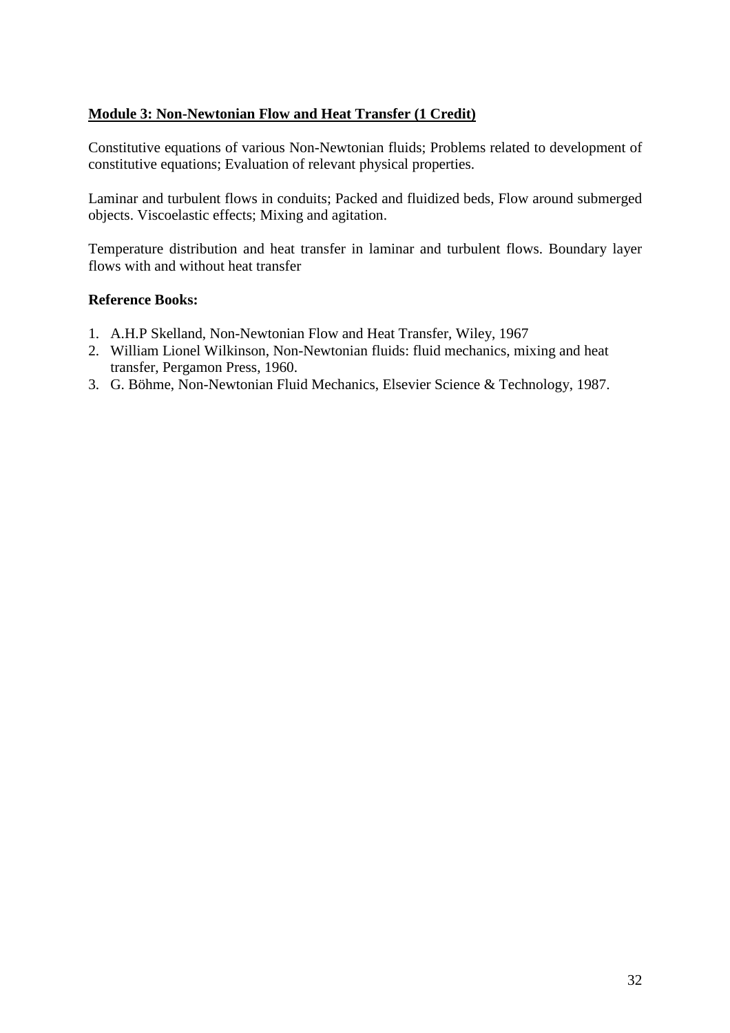**<u>Module 3: Non-Newtonian Flow and Heat Transfer (1 Credit)</u>**

Constitutive equations of various Non-Newtonian fluids; Problems related to development of constitutive equations; Evaluation of relevant physical properties.

Laminar and turbulent flows in conduits; Packed and fluidized beds, Flow around submerged objects. Viscoelastic effects; Mixing and agitation.

Temperature distribution and heat transfer in laminar and turbulent flows. Boundary layer flows with and without heat transfer

**Reference Books:**

1. A.H.P Skelland, Non-Newtonian Flow and Heat Transfer, Wiley, 1967
2. William Lionel Wilkinson, Non-Newtonian fluids: fluid mechanics, mixing and heat transfer, Pergamon Press, 1960.
3. G. Böhme, Non-Newtonian Fluid Mechanics, Elsevier Science & Technology, 1987.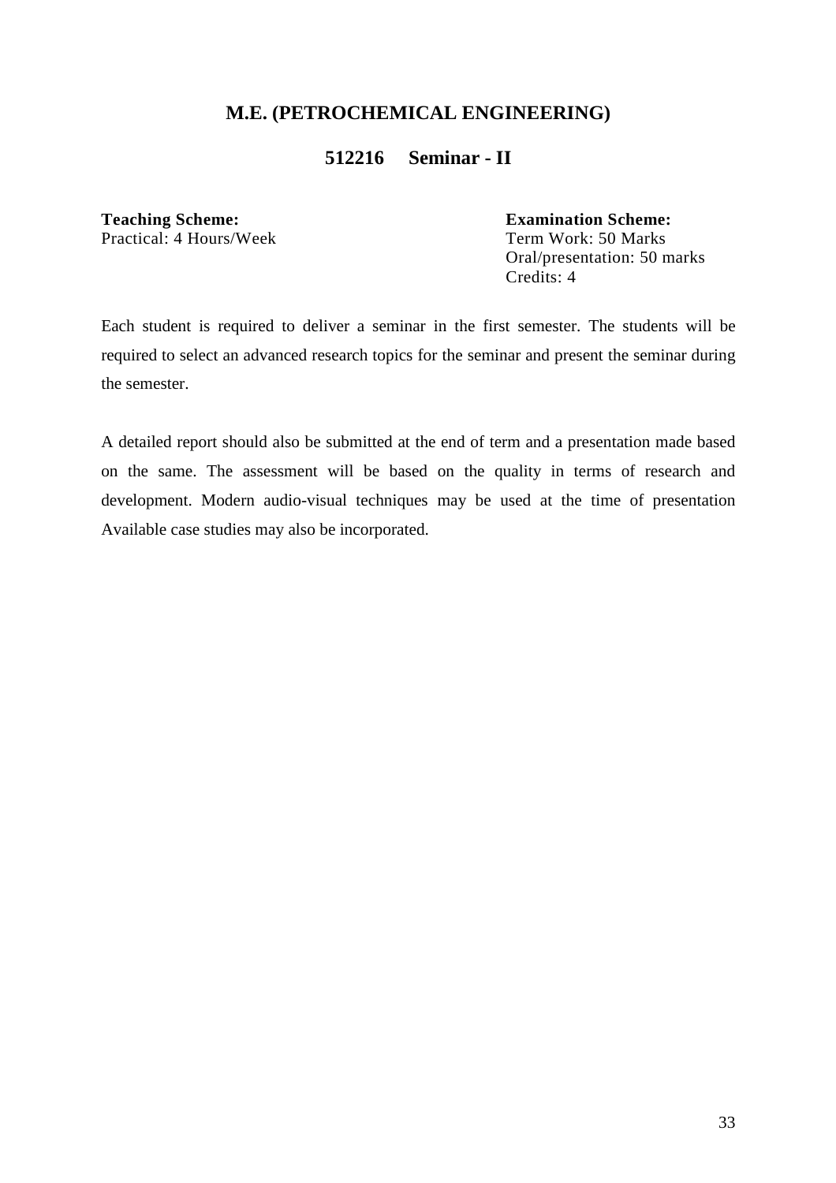## M.E. (PETROCHEMICAL ENGINEERING)

### 512216 Seminar - II

**Teaching Scheme:**
Practical: 4 Hours/Week

**Examination Scheme:**
Term Work: 50 Marks
Oral/presentation: 50 marks
Credits: 4

Each student is required to deliver a seminar in the first semester. The students will be required to select an advanced research topics for the seminar and present the seminar during the semester.

A detailed report should also be submitted at the end of term and a presentation made based on the same. The assessment will be based on the quality in terms of research and development. Modern audio-visual techniques may be used at the time of presentation Available case studies may also be incorporated.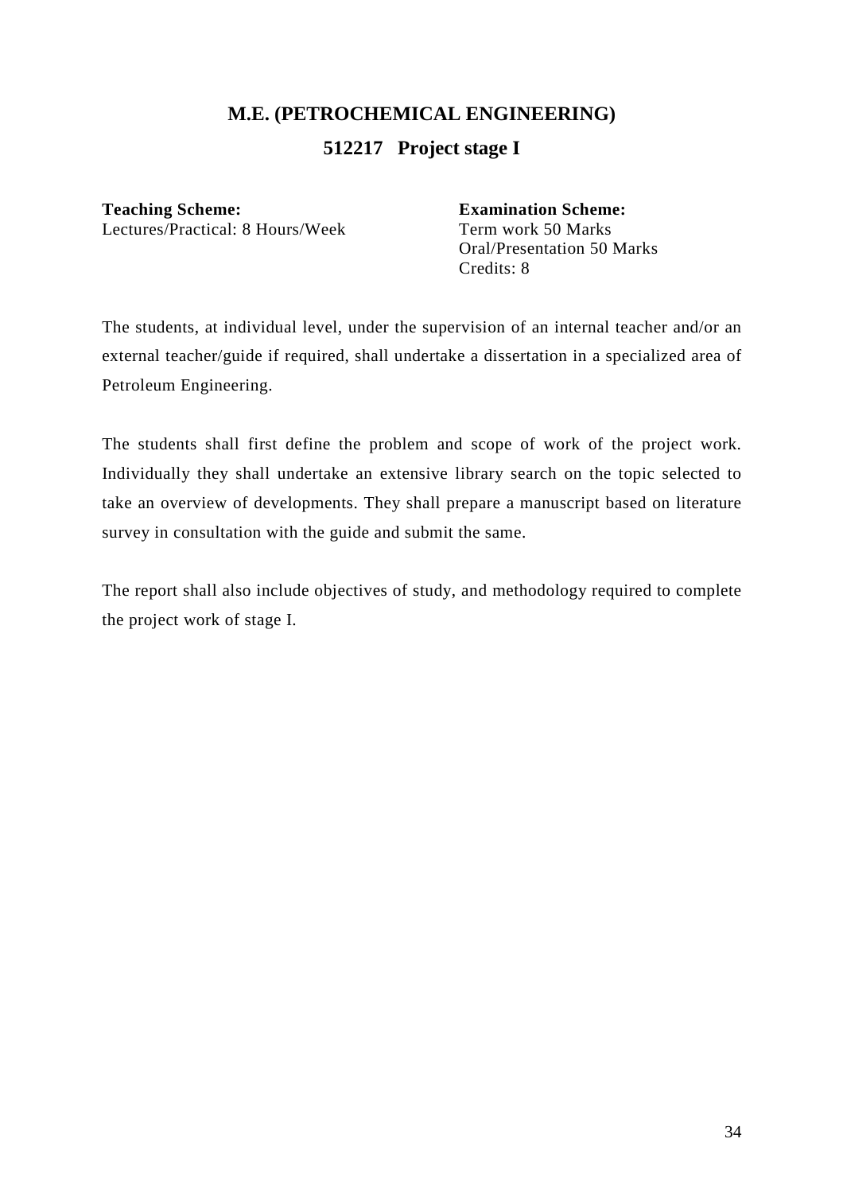## M.E. (PETROCHEMICAL ENGINEERING)

### 512217 Project stage I

**Teaching Scheme:**
Lectures/Practical: 8 Hours/Week

**Examination Scheme:**
Term work 50 Marks
Oral/Presentation 50 Marks
Credits: 8

The students, at individual level, under the supervision of an internal teacher and/or an external teacher/guide if required, shall undertake a dissertation in a specialized area of Petroleum Engineering.

The students shall first define the problem and scope of work of the project work. Individually they shall undertake an extensive library search on the topic selected to take an overview of developments. They shall prepare a manuscript based on literature survey in consultation with the guide and submit the same.

The report shall also include objectives of study, and methodology required to complete the project work of stage I.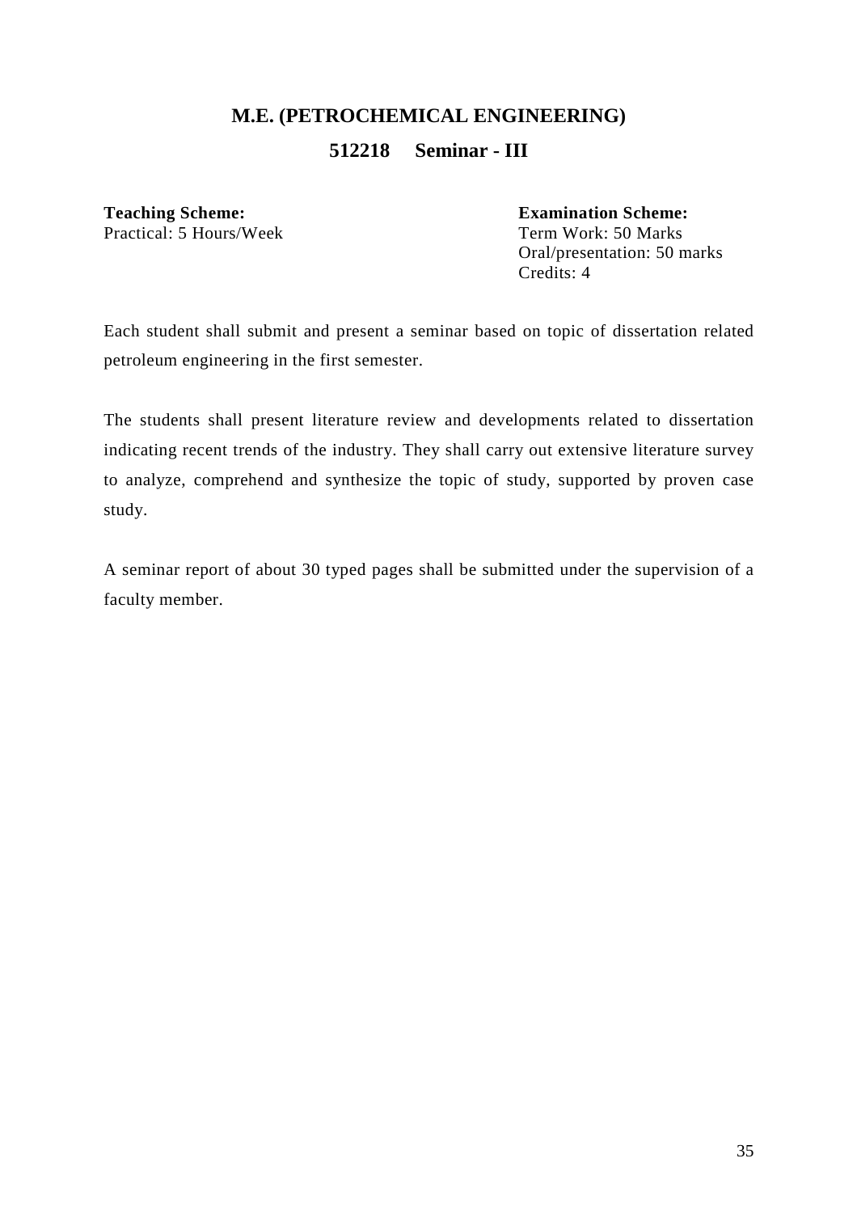# M.E. (PETROCHEMICAL ENGINEERING)

## 512218 Seminar - III

**Teaching Scheme:**
Practical: 5 Hours/Week

**Examination Scheme:**
Term Work: 50 Marks
Oral/presentation: 50 marks
Credits: 4

Each student shall submit and present a seminar based on topic of dissertation related petroleum engineering in the first semester.

The students shall present literature review and developments related to dissertation indicating recent trends of the industry. They shall carry out extensive literature survey to analyze, comprehend and synthesize the topic of study, supported by proven case study.

A seminar report of about 30 typed pages shall be submitted under the supervision of a faculty member.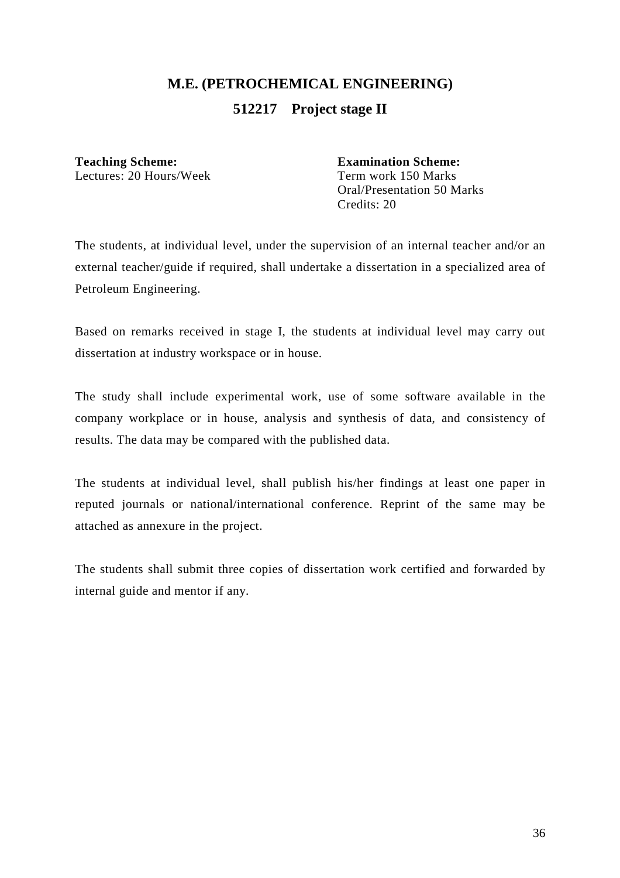# M.E. (PETROCHEMICAL ENGINEERING)

## 512217 Project stage II

**Teaching Scheme:**
Lectures: 20 Hours/Week

**Examination Scheme:**
Term work 150 Marks
Oral/Presentation 50 Marks
Credits: 20

The students, at individual level, under the supervision of an internal teacher and/or an external teacher/guide if required, shall undertake a dissertation in a specialized area of Petroleum Engineering.

Based on remarks received in stage I, the students at individual level may carry out dissertation at industry workspace or in house.

The study shall include experimental work, use of some software available in the company workplace or in house, analysis and synthesis of data, and consistency of results. The data may be compared with the published data.

The students at individual level, shall publish his/her findings at least one paper in reputed journals or national/international conference. Reprint of the same may be attached as annexure in the project.

The students shall submit three copies of dissertation work certified and forwarded by internal guide and mentor if any.